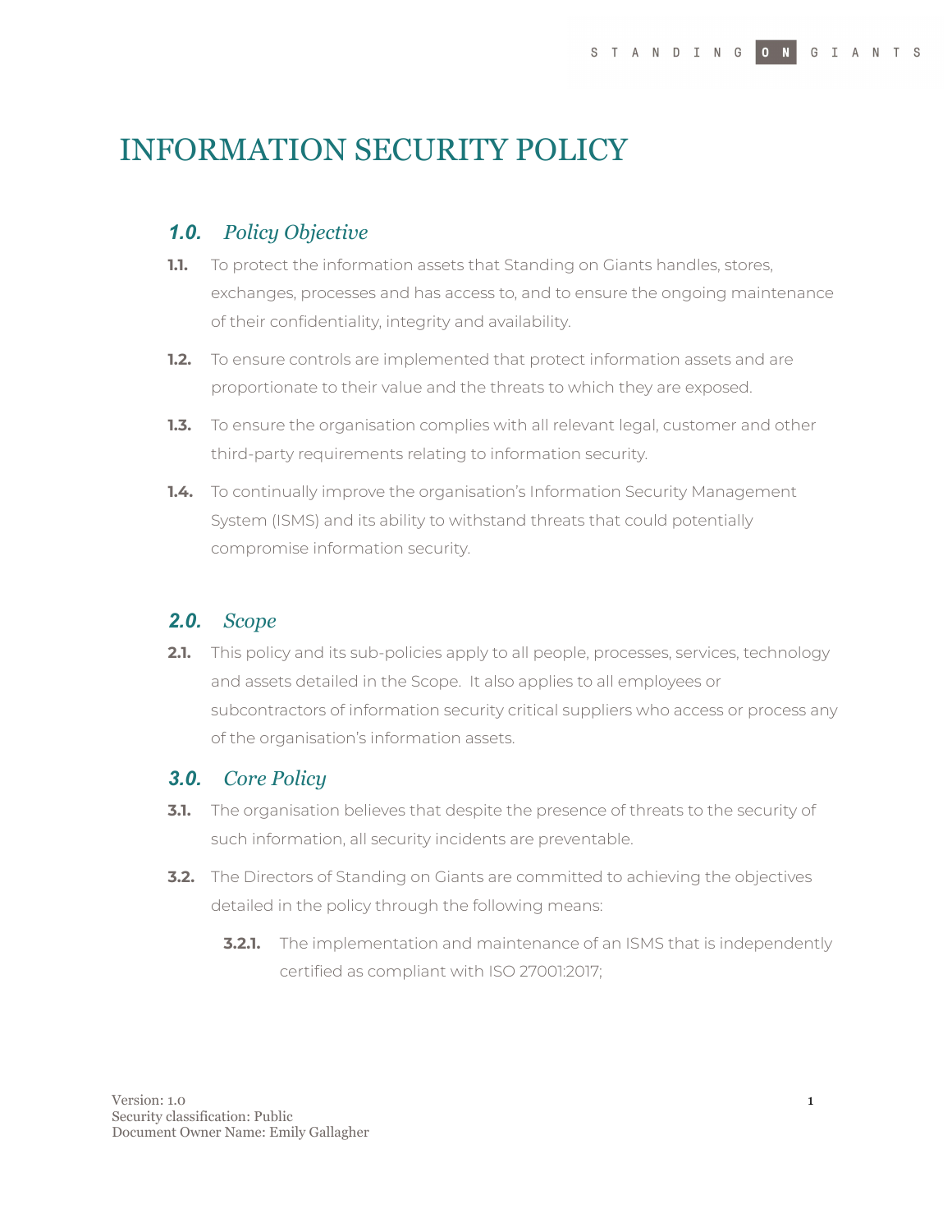# INFORMATION SECURITY POLICY

## *1.0. Policy Objective*

**1.1.** To protect the information assets that Standing on Giants handles, stores, exchanges, processes and has access to, and to ensure the ongoing maintenance of their confidentiality, integrity and availability.

**1.2.** To ensure controls are implemented that protect information assets and are proportionate to their value and the threats to which they are exposed.

**1.3.** To ensure the organisation complies with all relevant legal, customer and other third-party requirements relating to information security.

**1.4.** To continually improve the organisation's Information Security Management System (ISMS) and its ability to withstand threats that could potentially compromise information security.

## *2.0. Scope*

**2.1.** This policy and its sub-policies apply to all people, processes, services, technology and assets detailed in the Scope. It also applies to all employees or subcontractors of information security critical suppliers who access or process any of the organisation's information assets.

## *3.0. Core Policy*

**3.1.** The organisation believes that despite the presence of threats to the security of such information, all security incidents are preventable.

**3.2.** The Directors of Standing on Giants are committed to achieving the objectives detailed in the policy through the following means:

- **3.2.1.** The implementation and maintenance of an ISMS that is independently certified as compliant with ISO 27001:2017;

Version: 1.0
Security classification: Public
Document Owner Name: Emily Gallagher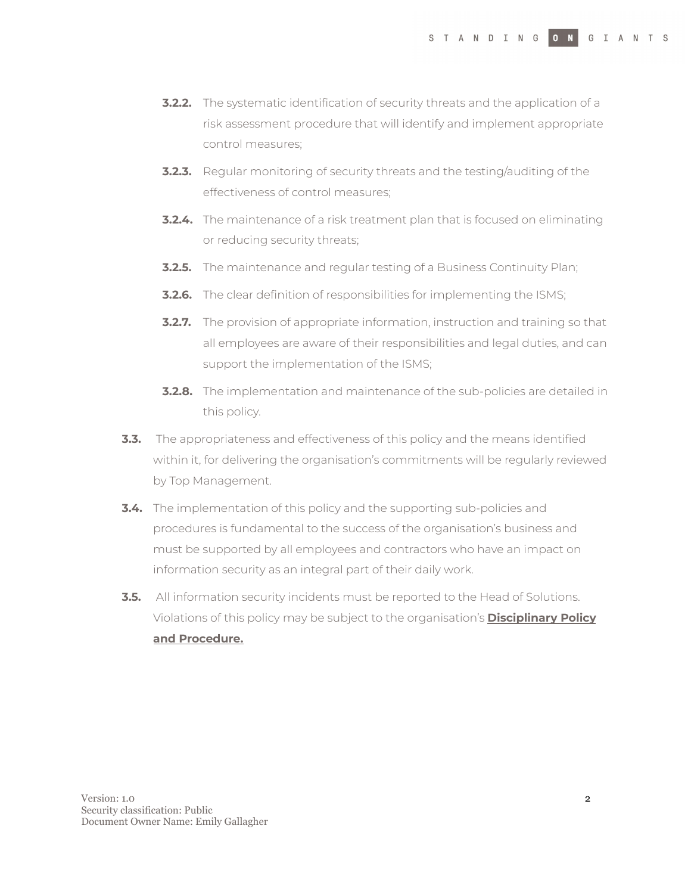**3.2.2.** The systematic identification of security threats and the application of a risk assessment procedure that will identify and implement appropriate control measures;

**3.2.3.** Regular monitoring of security threats and the testing/auditing of the effectiveness of control measures;

**3.2.4.** The maintenance of a risk treatment plan that is focused on eliminating or reducing security threats;

**3.2.5.** The maintenance and regular testing of a Business Continuity Plan;

**3.2.6.** The clear definition of responsibilities for implementing the ISMS;

**3.2.7.** The provision of appropriate information, instruction and training so that all employees are aware of their responsibilities and legal duties, and can support the implementation of the ISMS;

**3.2.8.** The implementation and maintenance of the sub-policies are detailed in this policy.

**3.3.** The appropriateness and effectiveness of this policy and the means identified within it, for delivering the organisation's commitments will be regularly reviewed by Top Management.

**3.4.** The implementation of this policy and the supporting sub-policies and procedures is fundamental to the success of the organisation's business and must be supported by all employees and contractors who have an impact on information security as an integral part of their daily work.

**3.5.** All information security incidents must be reported to the Head of Solutions. Violations of this policy may be subject to the organisation's **Disciplinary Policy and Procedure.**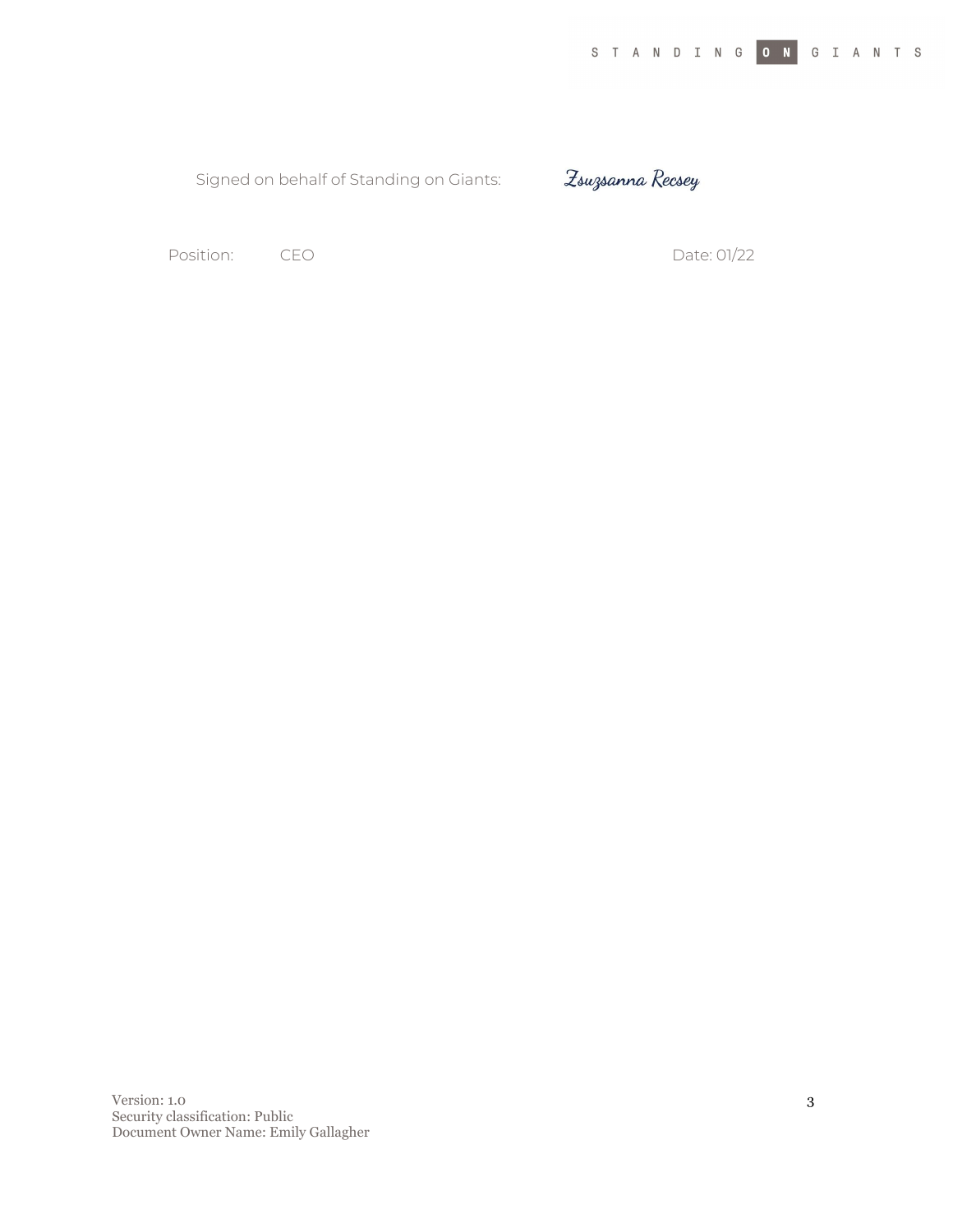Signed on behalf of Standing on Giants: Zsuzsanna Recsey

Position: CEO

Date: 01/22

Version: 1.0
Security classification: Public
Document Owner Name: Emily Gallagher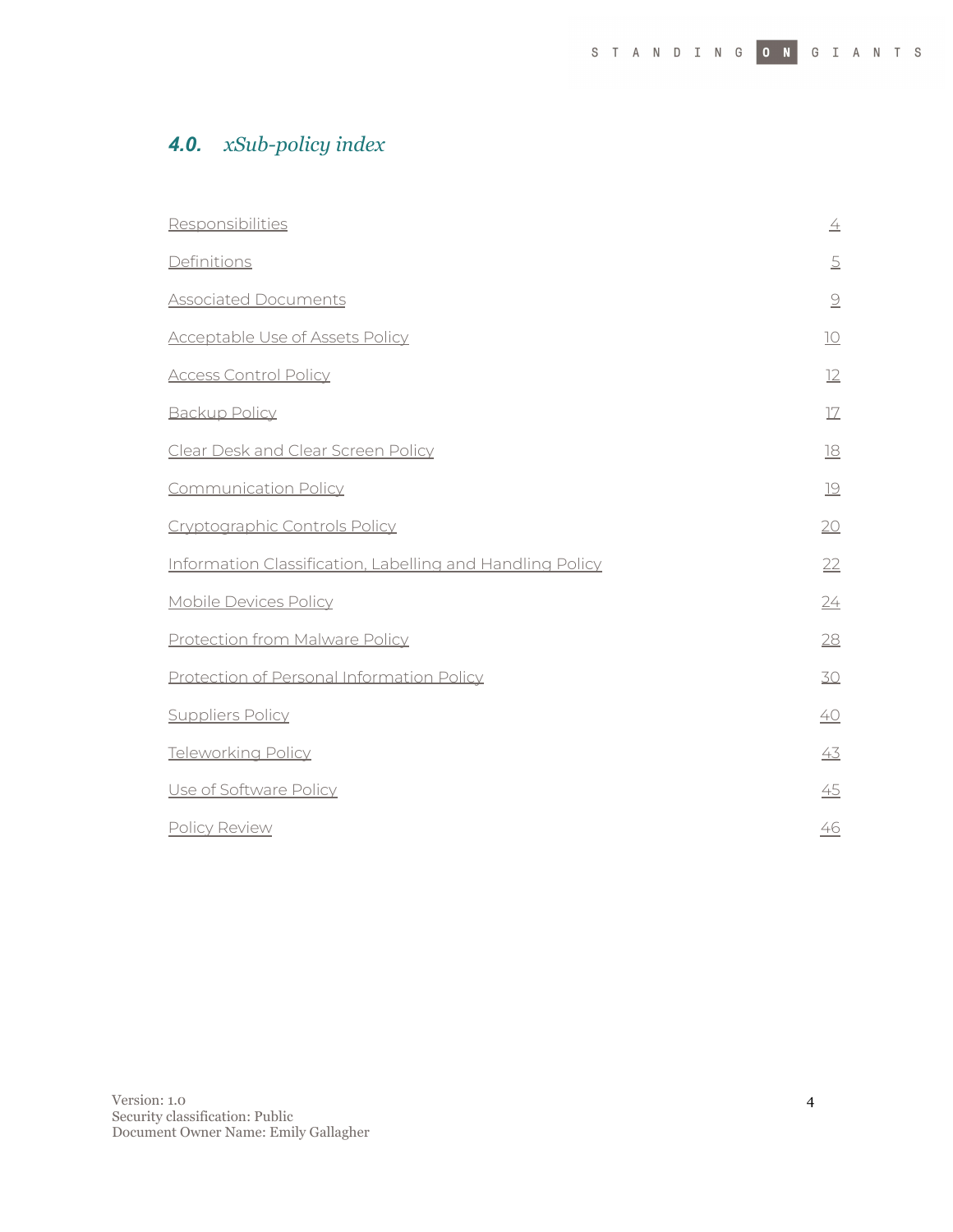## *4.0. xSub-policy index*

| | |
|---|---|
| Responsibilities | 4 |
| Definitions | 5 |
| Associated Documents | 9 |
| Acceptable Use of Assets Policy | 10 |
| Access Control Policy | 12 |
| Backup Policy | 17 |
| Clear Desk and Clear Screen Policy | 18 |
| Communication Policy | 19 |
| Cryptographic Controls Policy | 20 |
| Information Classification, Labelling and Handling Policy | 22 |
| Mobile Devices Policy | 24 |
| Protection from Malware Policy | 28 |
| Protection of Personal Information Policy | 30 |
| Suppliers Policy | 40 |
| Teleworking Policy | 43 |
| Use of Software Policy | 45 |
| Policy Review | 46 |

Version: 1.0
Security classification: Public
Document Owner Name: Emily Gallagher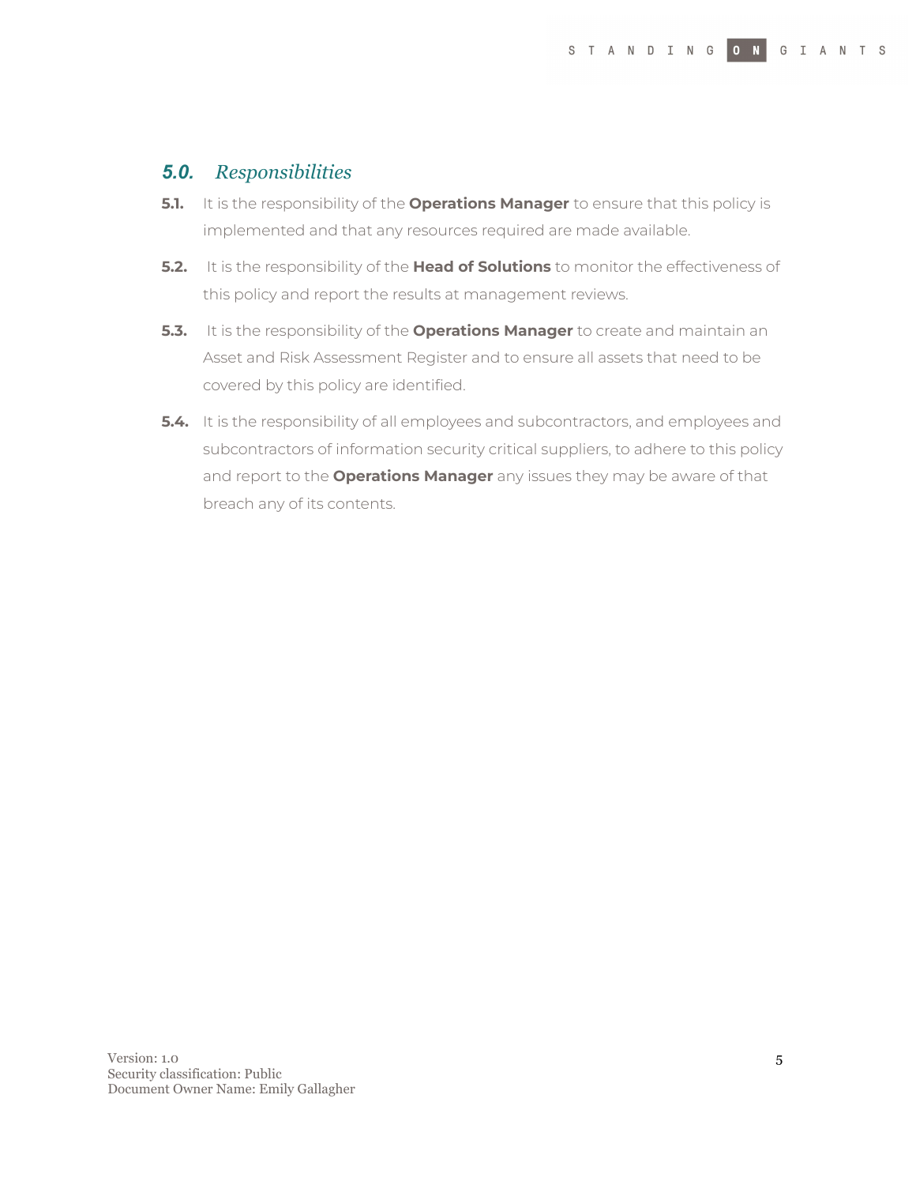## *5.0. Responsibilities*

**5.1.** It is the responsibility of the **Operations Manager** to ensure that this policy is implemented and that any resources required are made available.

**5.2.** It is the responsibility of the **Head of Solutions** to monitor the effectiveness of this policy and report the results at management reviews.

**5.3.** It is the responsibility of the **Operations Manager** to create and maintain an Asset and Risk Assessment Register and to ensure all assets that need to be covered by this policy are identified.

**5.4.** It is the responsibility of all employees and subcontractors, and employees and subcontractors of information security critical suppliers, to adhere to this policy and report to the **Operations Manager** any issues they may be aware of that breach any of its contents.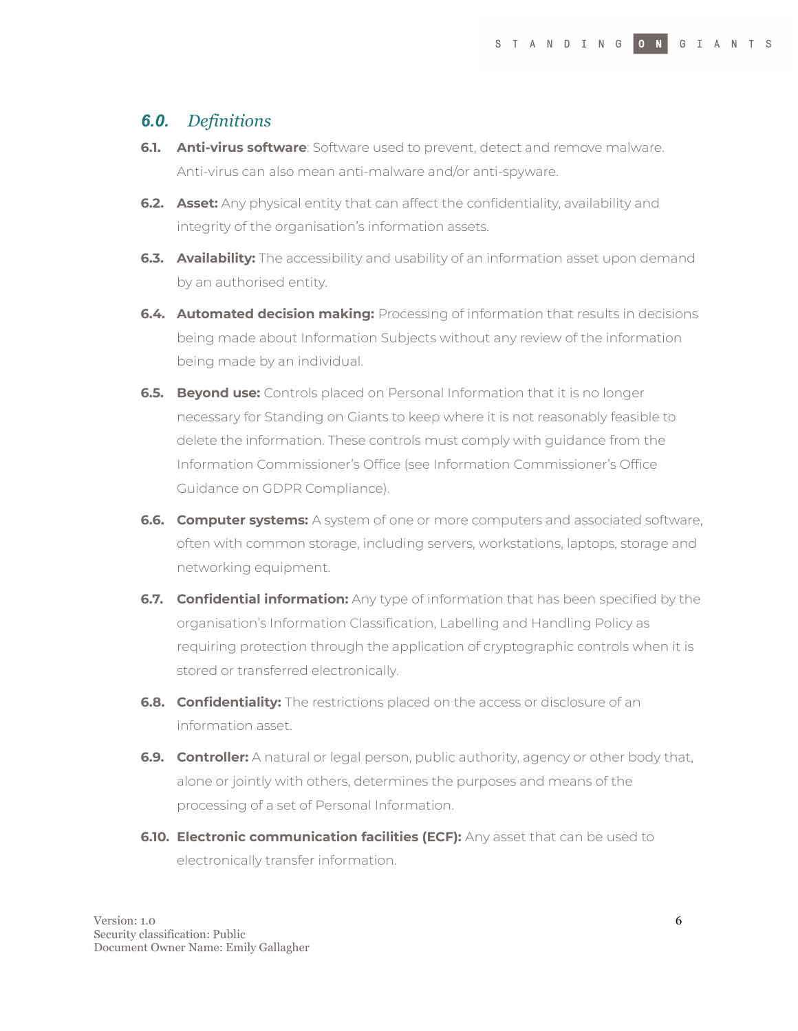## *6.0. Definitions*

**6.1. Anti-virus software**: Software used to prevent, detect and remove malware. Anti-virus can also mean anti-malware and/or anti-spyware.

**6.2. Asset:** Any physical entity that can affect the confidentiality, availability and integrity of the organisation's information assets.

**6.3. Availability:** The accessibility and usability of an information asset upon demand by an authorised entity.

**6.4. Automated decision making:** Processing of information that results in decisions being made about Information Subjects without any review of the information being made by an individual.

**6.5. Beyond use:** Controls placed on Personal Information that it is no longer necessary for Standing on Giants to keep where it is not reasonably feasible to delete the information. These controls must comply with guidance from the Information Commissioner's Office (see Information Commissioner's Office Guidance on GDPR Compliance).

**6.6. Computer systems:** A system of one or more computers and associated software, often with common storage, including servers, workstations, laptops, storage and networking equipment.

**6.7. Confidential information:** Any type of information that has been specified by the organisation's Information Classification, Labelling and Handling Policy as requiring protection through the application of cryptographic controls when it is stored or transferred electronically.

**6.8. Confidentiality:** The restrictions placed on the access or disclosure of an information asset.

**6.9. Controller:** A natural or legal person, public authority, agency or other body that, alone or jointly with others, determines the purposes and means of the processing of a set of Personal Information.

**6.10. Electronic communication facilities (ECF):** Any asset that can be used to electronically transfer information.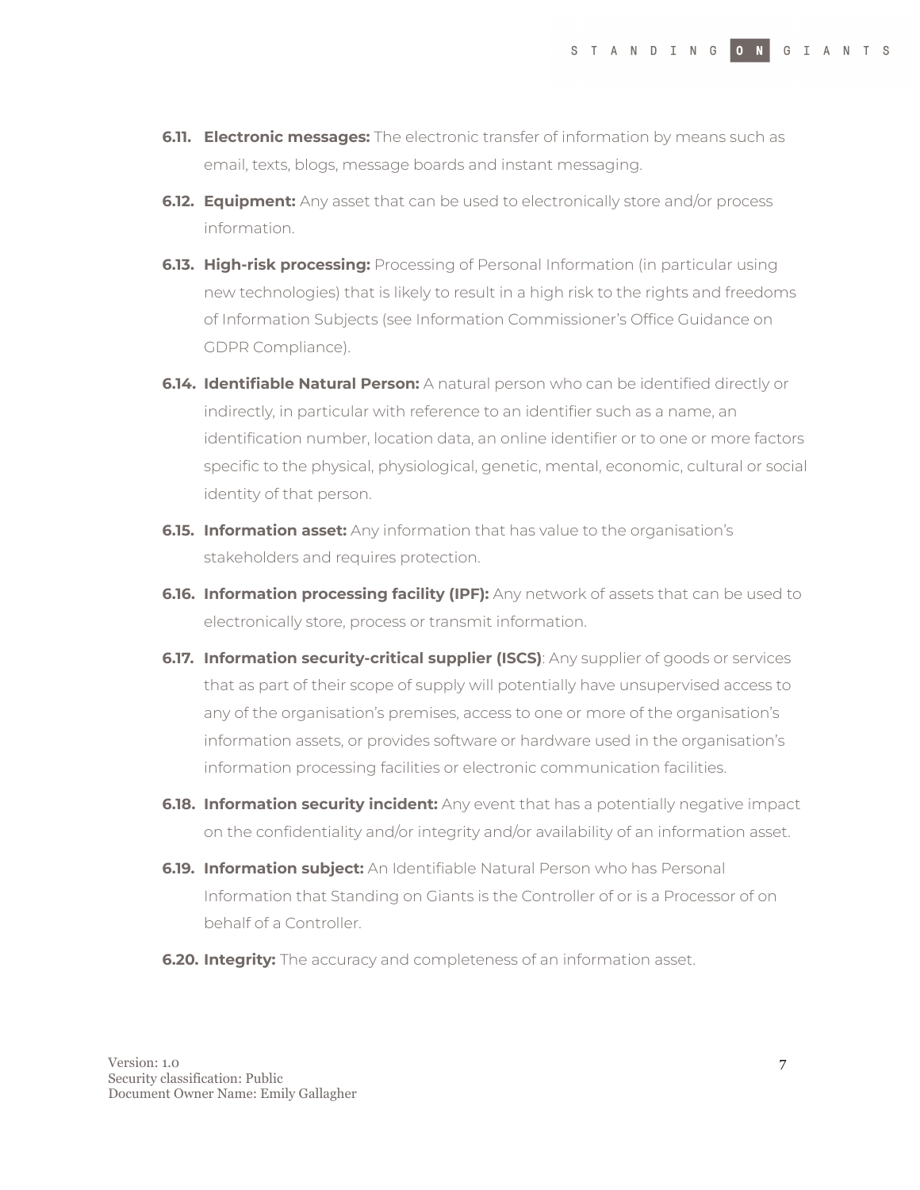**6.11. Electronic messages:** The electronic transfer of information by means such as email, texts, blogs, message boards and instant messaging.

**6.12. Equipment:** Any asset that can be used to electronically store and/or process information.

**6.13. High-risk processing:** Processing of Personal Information (in particular using new technologies) that is likely to result in a high risk to the rights and freedoms of Information Subjects (see Information Commissioner's Office Guidance on GDPR Compliance).

**6.14. Identifiable Natural Person:** A natural person who can be identified directly or indirectly, in particular with reference to an identifier such as a name, an identification number, location data, an online identifier or to one or more factors specific to the physical, physiological, genetic, mental, economic, cultural or social identity of that person.

**6.15. Information asset:** Any information that has value to the organisation's stakeholders and requires protection.

**6.16. Information processing facility (IPF):** Any network of assets that can be used to electronically store, process or transmit information.

**6.17. Information security-critical supplier (ISCS)**: Any supplier of goods or services that as part of their scope of supply will potentially have unsupervised access to any of the organisation's premises, access to one or more of the organisation's information assets, or provides software or hardware used in the organisation's information processing facilities or electronic communication facilities.

**6.18. Information security incident:** Any event that has a potentially negative impact on the confidentiality and/or integrity and/or availability of an information asset.

**6.19. Information subject:** An Identifiable Natural Person who has Personal Information that Standing on Giants is the Controller of or is a Processor of on behalf of a Controller.

**6.20. Integrity:** The accuracy and completeness of an information asset.

Version: 1.0
Security classification: Public
Document Owner Name: Emily Gallagher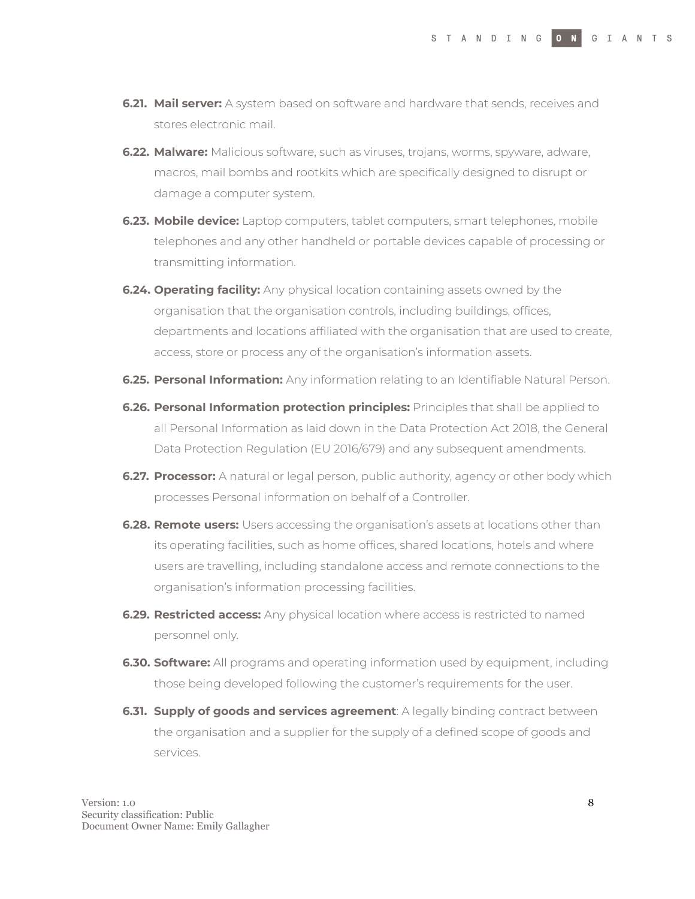**6.21. Mail server:** A system based on software and hardware that sends, receives and stores electronic mail.

**6.22. Malware:** Malicious software, such as viruses, trojans, worms, spyware, adware, macros, mail bombs and rootkits which are specifically designed to disrupt or damage a computer system.

**6.23. Mobile device:** Laptop computers, tablet computers, smart telephones, mobile telephones and any other handheld or portable devices capable of processing or transmitting information.

**6.24. Operating facility:** Any physical location containing assets owned by the organisation that the organisation controls, including buildings, offices, departments and locations affiliated with the organisation that are used to create, access, store or process any of the organisation's information assets.

**6.25. Personal Information:** Any information relating to an Identifiable Natural Person.

**6.26. Personal Information protection principles:** Principles that shall be applied to all Personal Information as laid down in the Data Protection Act 2018, the General Data Protection Regulation (EU 2016/679) and any subsequent amendments.

**6.27. Processor:** A natural or legal person, public authority, agency or other body which processes Personal information on behalf of a Controller.

**6.28. Remote users:** Users accessing the organisation's assets at locations other than its operating facilities, such as home offices, shared locations, hotels and where users are travelling, including standalone access and remote connections to the organisation's information processing facilities.

**6.29. Restricted access:** Any physical location where access is restricted to named personnel only.

**6.30. Software:** All programs and operating information used by equipment, including those being developed following the customer's requirements for the user.

**6.31. Supply of goods and services agreement**: A legally binding contract between the organisation and a supplier for the supply of a defined scope of goods and services.

Version: 1.0
Security classification: Public
Document Owner Name: Emily Gallagher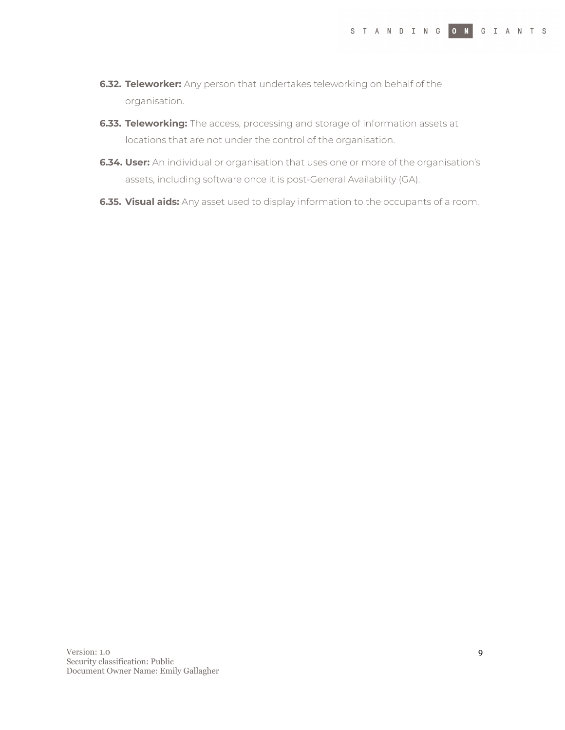6.32. **Teleworker:** Any person that undertakes teleworking on behalf of the organisation.

6.33. **Teleworking:** The access, processing and storage of information assets at locations that are not under the control of the organisation.

6.34. **User:** An individual or organisation that uses one or more of the organisation's assets, including software once it is post-General Availability (GA).

6.35. **Visual aids:** Any asset used to display information to the occupants of a room.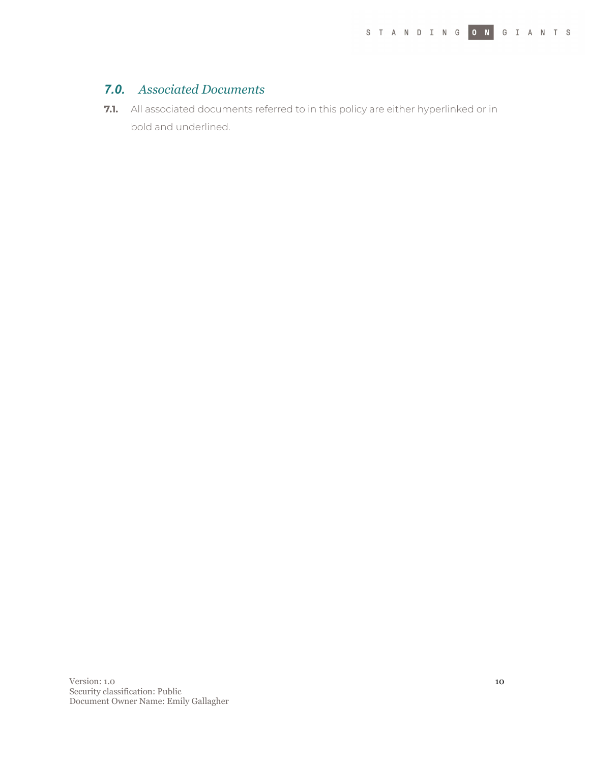## *7.0. Associated Documents*

**7.1.** All associated documents referred to in this policy are either hyperlinked or in bold and underlined.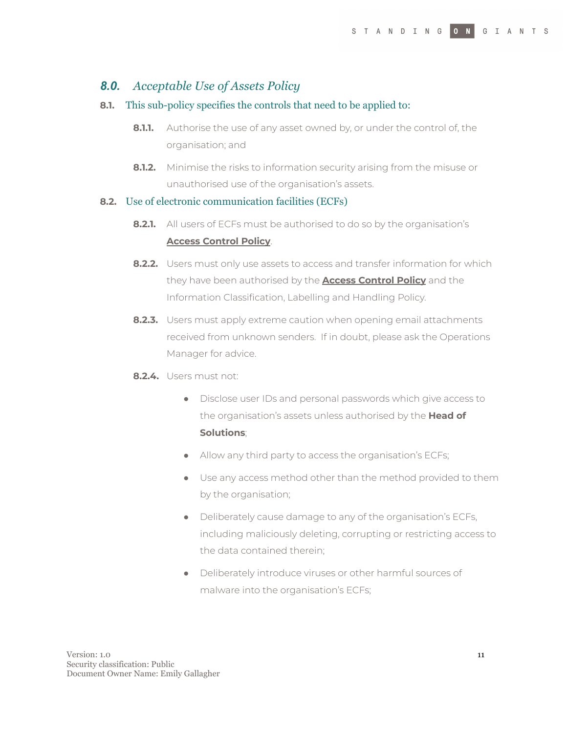## *8.0. Acceptable Use of Assets Policy*

### 8.1. This sub-policy specifies the controls that need to be applied to:

**8.1.1.** Authorise the use of any asset owned by, or under the control of, the organisation; and

**8.1.2.** Minimise the risks to information security arising from the misuse or unauthorised use of the organisation's assets.

### 8.2. Use of electronic communication facilities (ECFs)

**8.2.1.** All users of ECFs must be authorised to do so by the organisation's **Access Control Policy**.

**8.2.2.** Users must only use assets to access and transfer information for which they have been authorised by the **Access Control Policy** and the Information Classification, Labelling and Handling Policy.

**8.2.3.** Users must apply extreme caution when opening email attachments received from unknown senders. If in doubt, please ask the Operations Manager for advice.

**8.2.4.** Users must not:

- Disclose user IDs and personal passwords which give access to the organisation's assets unless authorised by the **Head of Solutions**;
- Allow any third party to access the organisation's ECFs;
- Use any access method other than the method provided to them by the organisation;
- Deliberately cause damage to any of the organisation's ECFs, including maliciously deleting, corrupting or restricting access to the data contained therein;
- Deliberately introduce viruses or other harmful sources of malware into the organisation's ECFs;

Version: 1.0
Security classification: Public
Document Owner Name: Emily Gallagher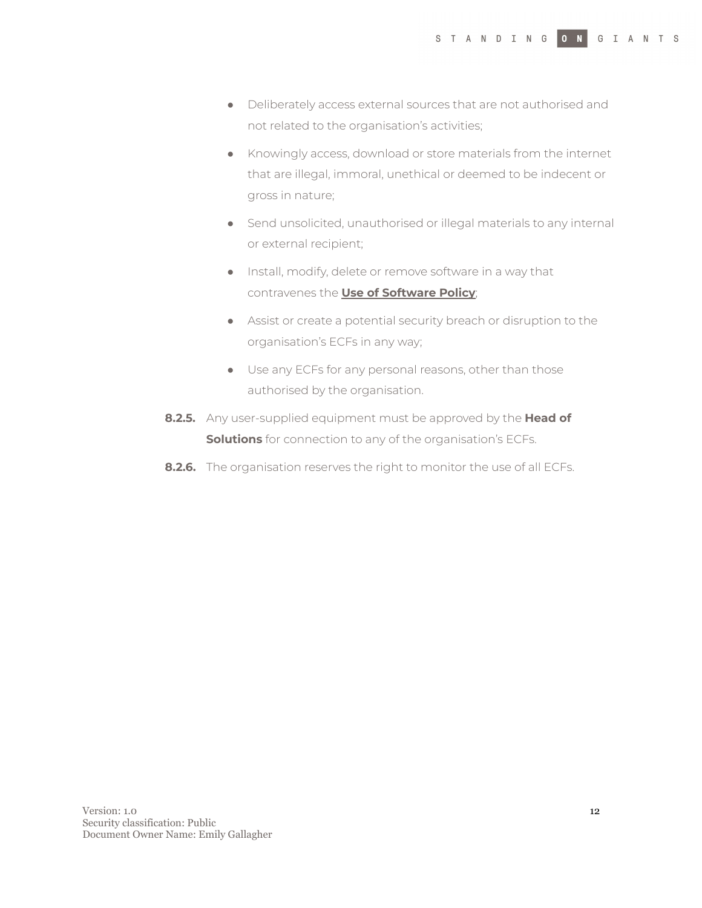- Deliberately access external sources that are not authorised and not related to the organisation's activities;
- Knowingly access, download or store materials from the internet that are illegal, immoral, unethical or deemed to be indecent or gross in nature;
- Send unsolicited, unauthorised or illegal materials to any internal or external recipient;
- Install, modify, delete or remove software in a way that contravenes the **Use of Software Policy**;
- Assist or create a potential security breach or disruption to the organisation's ECFs in any way;
- Use any ECFs for any personal reasons, other than those authorised by the organisation.

**8.2.5.** Any user-supplied equipment must be approved by the **Head of Solutions** for connection to any of the organisation's ECFs.

**8.2.6.** The organisation reserves the right to monitor the use of all ECFs.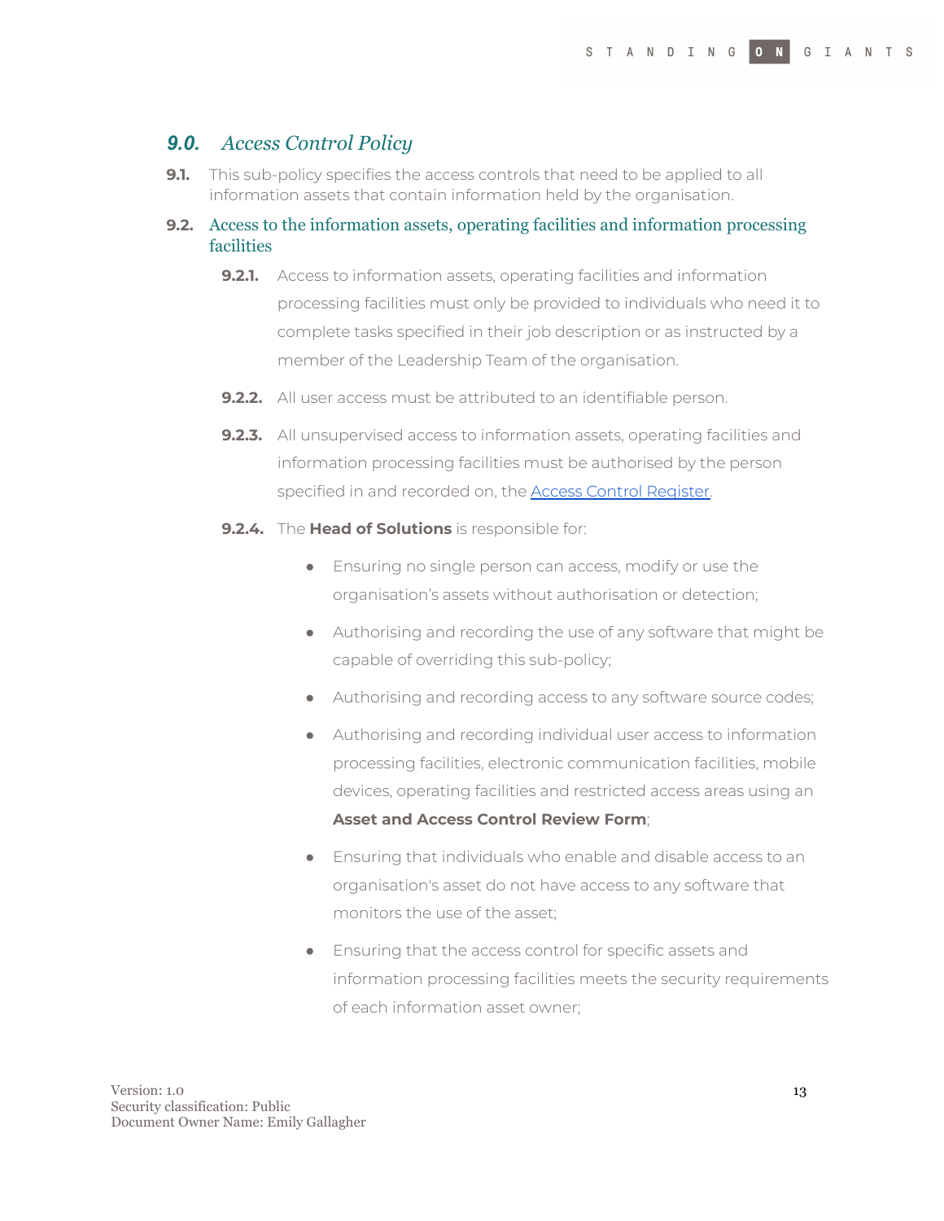## *9.0. Access Control Policy*

**9.1.** This sub-policy specifies the access controls that need to be applied to all information assets that contain information held by the organisation.

### 9.2. Access to the information assets, operating facilities and information processing facilities

**9.2.1.** Access to information assets, operating facilities and information processing facilities must only be provided to individuals who need it to complete tasks specified in their job description or as instructed by a member of the Leadership Team of the organisation.

**9.2.2.** All user access must be attributed to an identifiable person.

**9.2.3.** All unsupervised access to information assets, operating facilities and information processing facilities must be authorised by the person specified in and recorded on, the Access Control Register.

**9.2.4.** The **Head of Solutions** is responsible for:

- Ensuring no single person can access, modify or use the organisation's assets without authorisation or detection;
- Authorising and recording the use of any software that might be capable of overriding this sub-policy;
- Authorising and recording access to any software source codes;
- Authorising and recording individual user access to information processing facilities, electronic communication facilities, mobile devices, operating facilities and restricted access areas using an **Asset and Access Control Review Form**;
- Ensuring that individuals who enable and disable access to an organisation's asset do not have access to any software that monitors the use of the asset;
- Ensuring that the access control for specific assets and information processing facilities meets the security requirements of each information asset owner;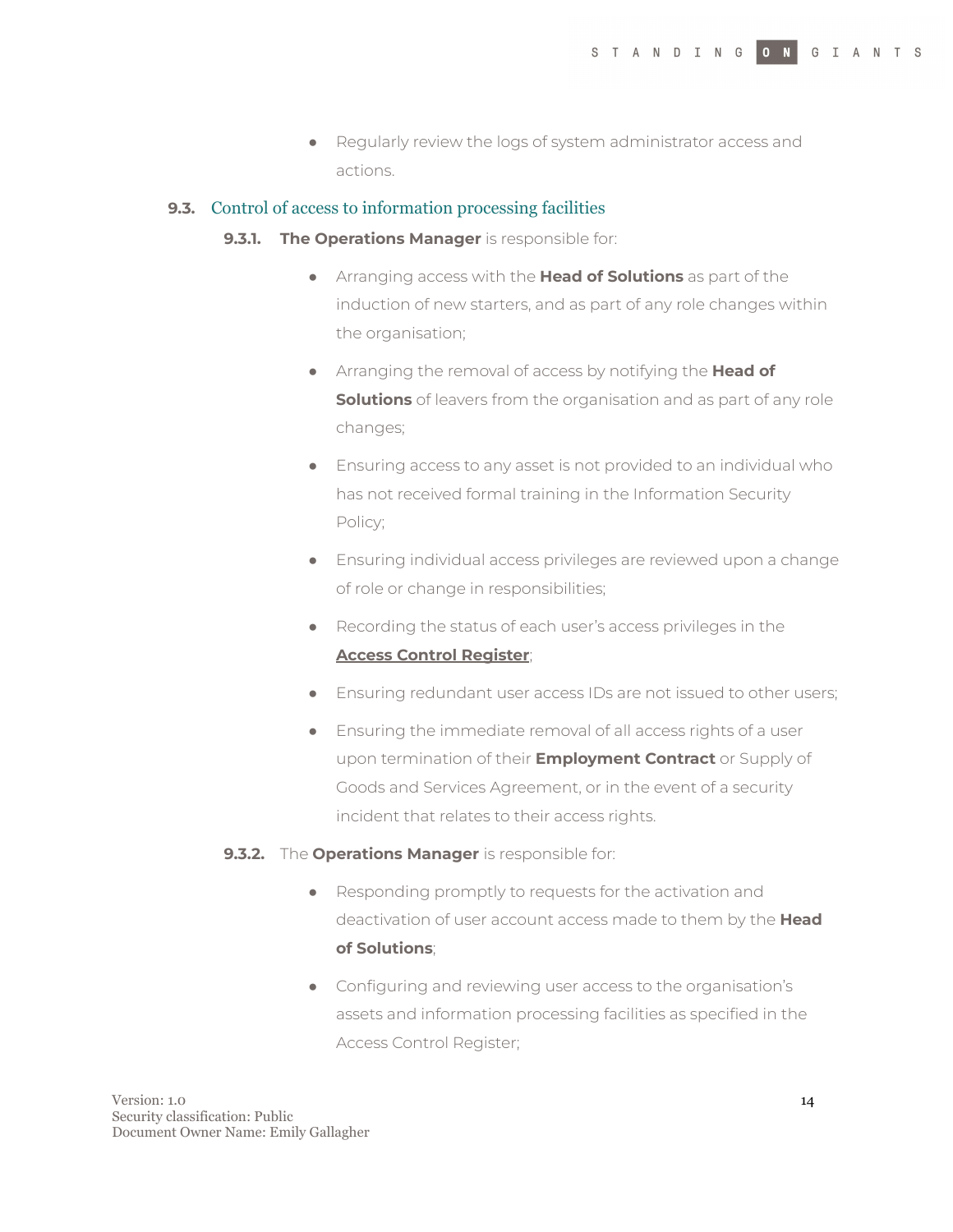- Regularly review the logs of system administrator access and actions.

### 9.3. Control of access to information processing facilities

**9.3.1. The Operations Manager** is responsible for:

- Arranging access with the **Head of Solutions** as part of the induction of new starters, and as part of any role changes within the organisation;
- Arranging the removal of access by notifying the **Head of Solutions** of leavers from the organisation and as part of any role changes;
- Ensuring access to any asset is not provided to an individual who has not received formal training in the Information Security Policy;
- Ensuring individual access privileges are reviewed upon a change of role or change in responsibilities;
- Recording the status of each user's access privileges in the **Access Control Register**;
- Ensuring redundant user access IDs are not issued to other users;
- Ensuring the immediate removal of all access rights of a user upon termination of their **Employment Contract** or Supply of Goods and Services Agreement, or in the event of a security incident that relates to their access rights.

**9.3.2.** The **Operations Manager** is responsible for:

- Responding promptly to requests for the activation and deactivation of user account access made to them by the **Head of Solutions**;
- Configuring and reviewing user access to the organisation's assets and information processing facilities as specified in the Access Control Register;

Version: 1.0
Security classification: Public
Document Owner Name: Emily Gallagher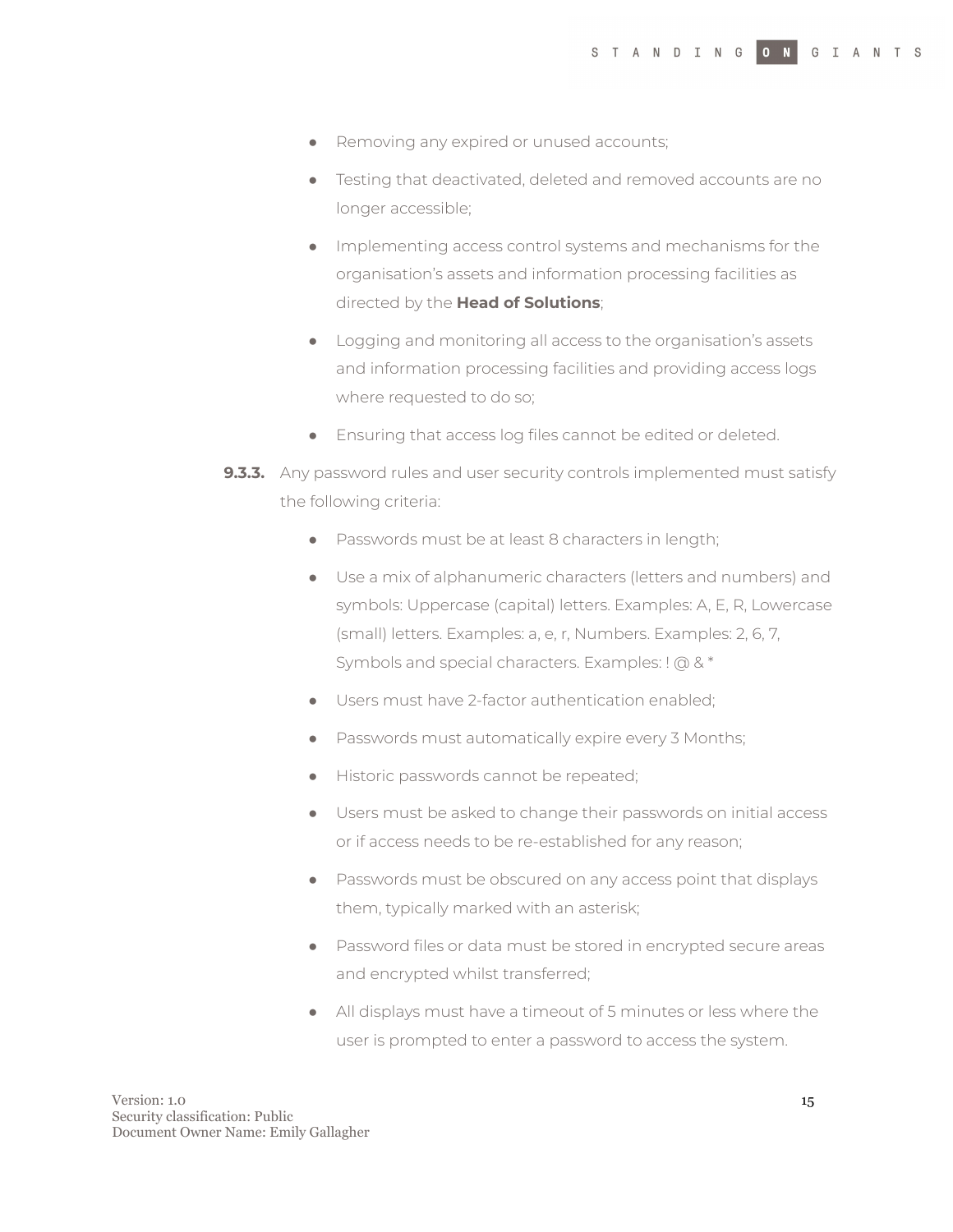- Removing any expired or unused accounts;
- Testing that deactivated, deleted and removed accounts are no longer accessible;
- Implementing access control systems and mechanisms for the organisation's assets and information processing facilities as directed by the **Head of Solutions**;
- Logging and monitoring all access to the organisation's assets and information processing facilities and providing access logs where requested to do so;
- Ensuring that access log files cannot be edited or deleted.

**9.3.3.** Any password rules and user security controls implemented must satisfy the following criteria:

- Passwords must be at least 8 characters in length;
- Use a mix of alphanumeric characters (letters and numbers) and symbols: Uppercase (capital) letters. Examples: A, E, R, Lowercase (small) letters. Examples: a, e, r, Numbers. Examples: 2, 6, 7, Symbols and special characters. Examples: ! @ & *
- Users must have 2-factor authentication enabled;
- Passwords must automatically expire every 3 Months;
- Historic passwords cannot be repeated;
- Users must be asked to change their passwords on initial access or if access needs to be re-established for any reason;
- Passwords must be obscured on any access point that displays them, typically marked with an asterisk;
- Password files or data must be stored in encrypted secure areas and encrypted whilst transferred;
- All displays must have a timeout of 5 minutes or less where the user is prompted to enter a password to access the system.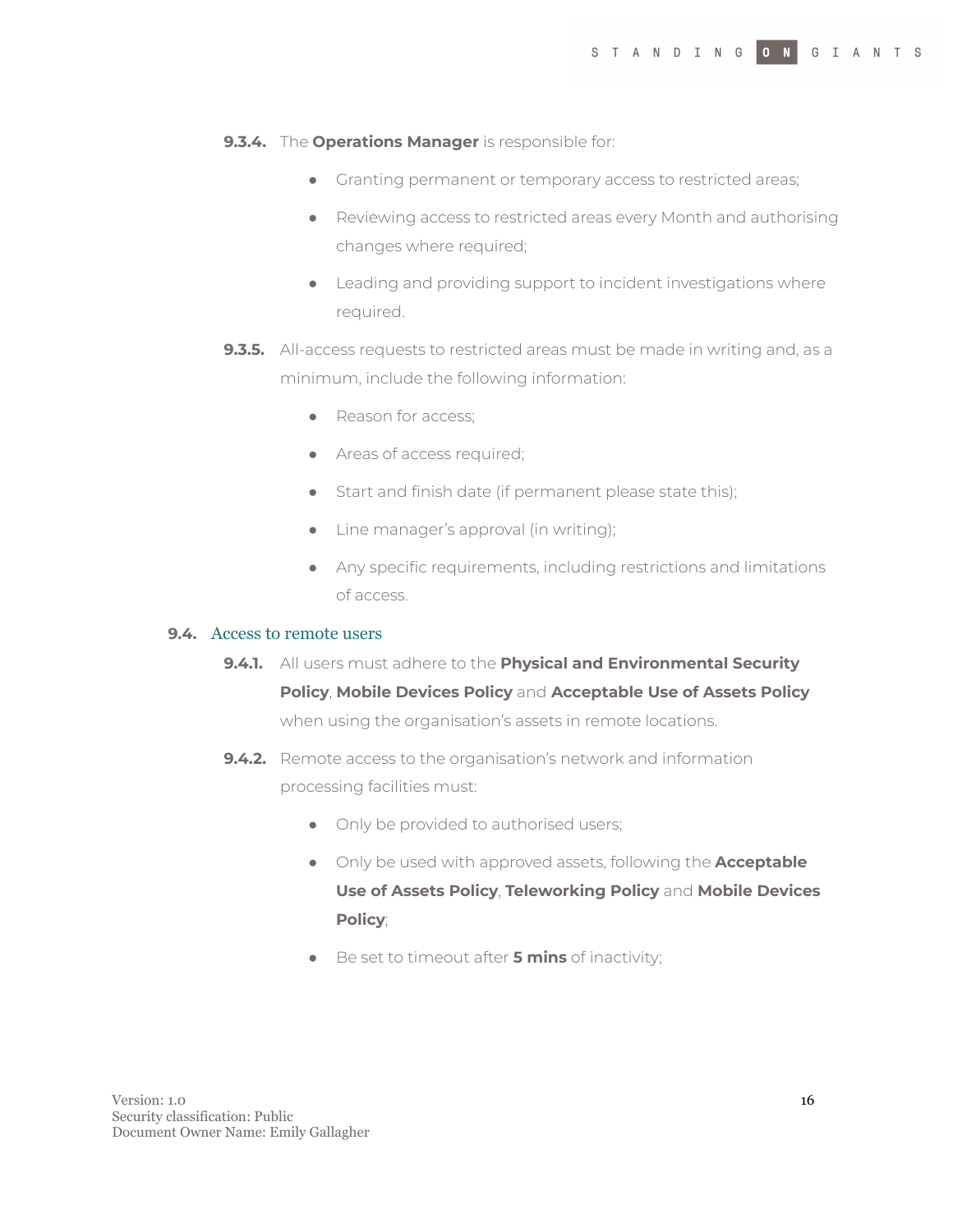**9.3.4.** The **Operations Manager** is responsible for:

- Granting permanent or temporary access to restricted areas;
- Reviewing access to restricted areas every Month and authorising changes where required;
- Leading and providing support to incident investigations where required.

**9.3.5.** All-access requests to restricted areas must be made in writing and, as a minimum, include the following information:

- Reason for access;
- Areas of access required;
- Start and finish date (if permanent please state this);
- Line manager's approval (in writing);
- Any specific requirements, including restrictions and limitations of access.

### 9.4. Access to remote users

**9.4.1.** All users must adhere to the **Physical and Environmental Security Policy**, **Mobile Devices Policy** and **Acceptable Use of Assets Policy** when using the organisation's assets in remote locations.

**9.4.2.** Remote access to the organisation's network and information processing facilities must:

- Only be provided to authorised users;
- Only be used with approved assets, following the **Acceptable Use of Assets Policy**, **Teleworking Policy** and **Mobile Devices Policy**;
- Be set to timeout after **5 mins** of inactivity;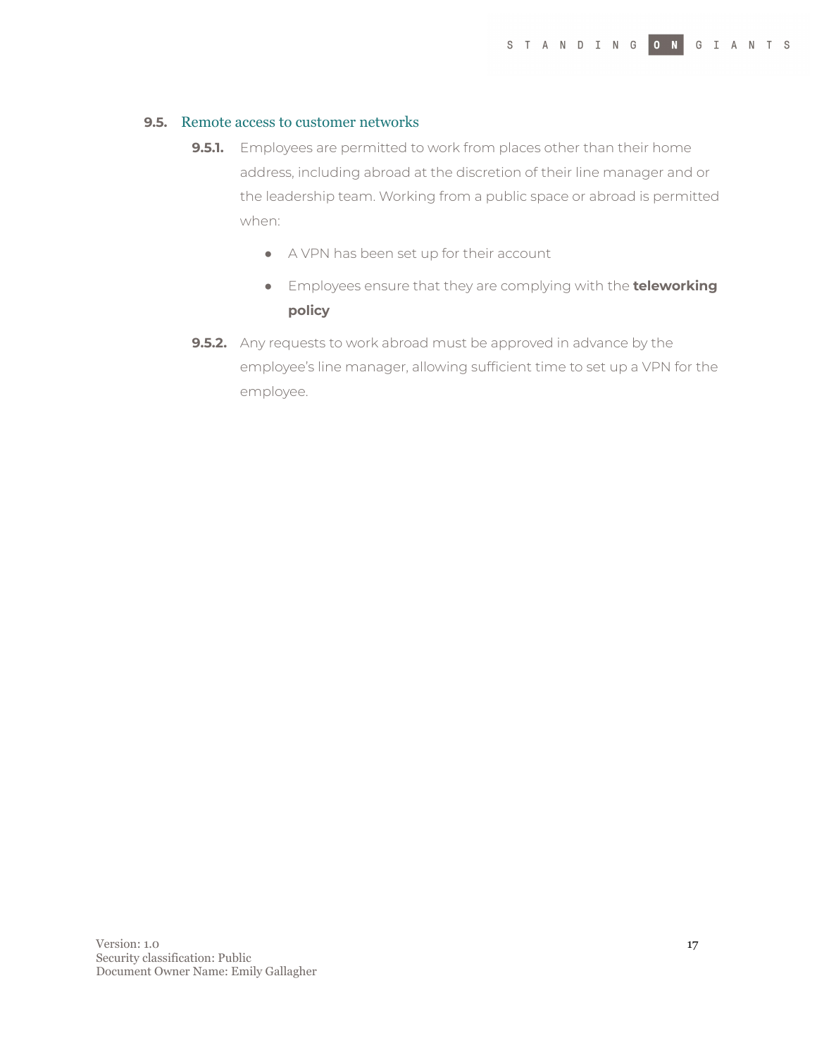## 9.5. Remote access to customer networks

**9.5.1.** Employees are permitted to work from places other than their home address, including abroad at the discretion of their line manager and or the leadership team. Working from a public space or abroad is permitted when:

- A VPN has been set up for their account
- Employees ensure that they are complying with the **teleworking policy**

**9.5.2.** Any requests to work abroad must be approved in advance by the employee's line manager, allowing sufficient time to set up a VPN for the employee.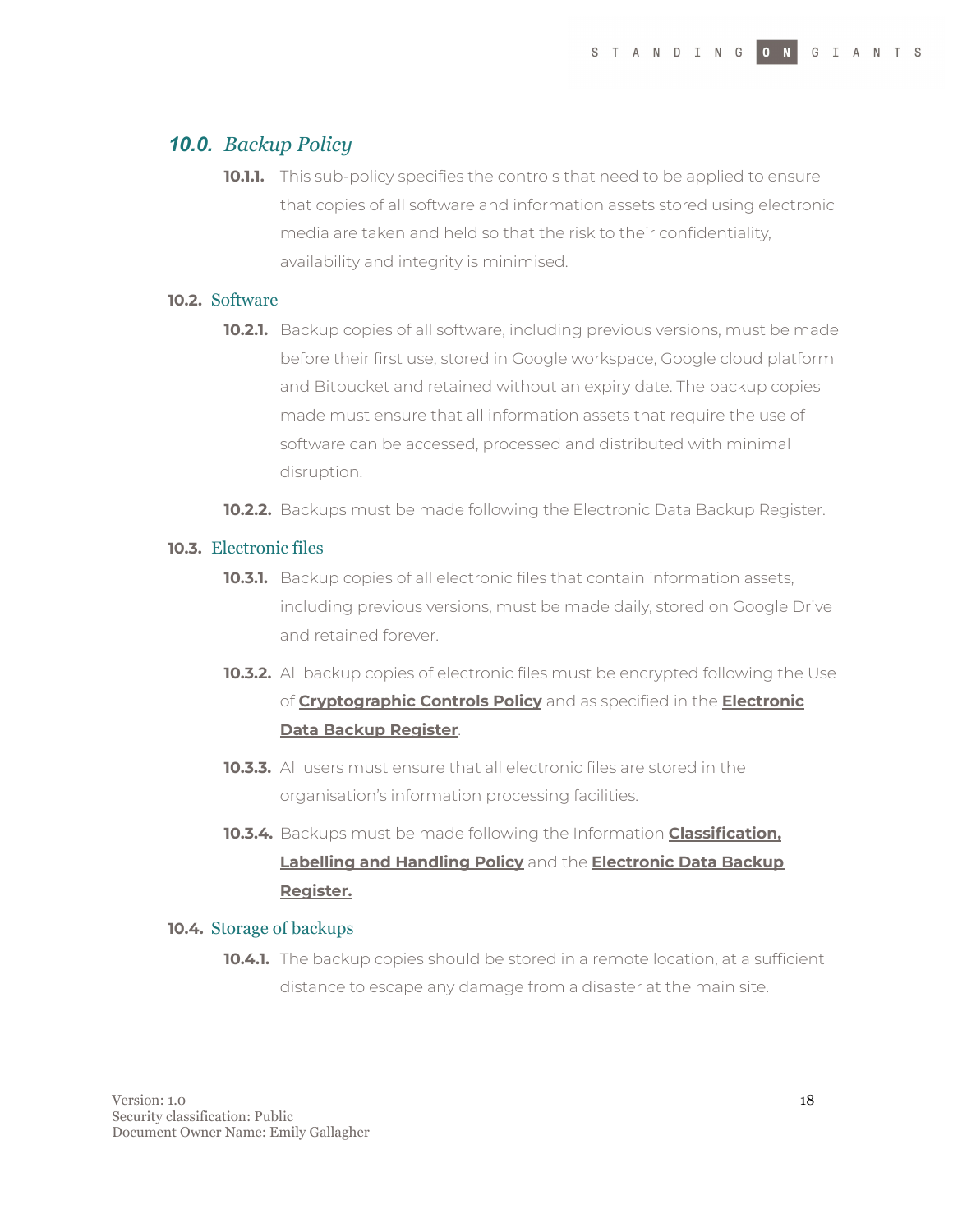## *10.0. Backup Policy*

**10.1.1.** This sub-policy specifies the controls that need to be applied to ensure that copies of all software and information assets stored using electronic media are taken and held so that the risk to their confidentiality, availability and integrity is minimised.

### 10.2. Software

**10.2.1.** Backup copies of all software, including previous versions, must be made before their first use, stored in Google workspace, Google cloud platform and Bitbucket and retained without an expiry date. The backup copies made must ensure that all information assets that require the use of software can be accessed, processed and distributed with minimal disruption.

**10.2.2.** Backups must be made following the Electronic Data Backup Register.

### 10.3. Electronic files

**10.3.1.** Backup copies of all electronic files that contain information assets, including previous versions, must be made daily, stored on Google Drive and retained forever.

**10.3.2.** All backup copies of electronic files must be encrypted following the Use of **Cryptographic Controls Policy** and as specified in the **Electronic Data Backup Register**.

**10.3.3.** All users must ensure that all electronic files are stored in the organisation's information processing facilities.

**10.3.4.** Backups must be made following the Information **Classification, Labelling and Handling Policy** and the **Electronic Data Backup Register.**

### 10.4. Storage of backups

**10.4.1.** The backup copies should be stored in a remote location, at a sufficient distance to escape any damage from a disaster at the main site.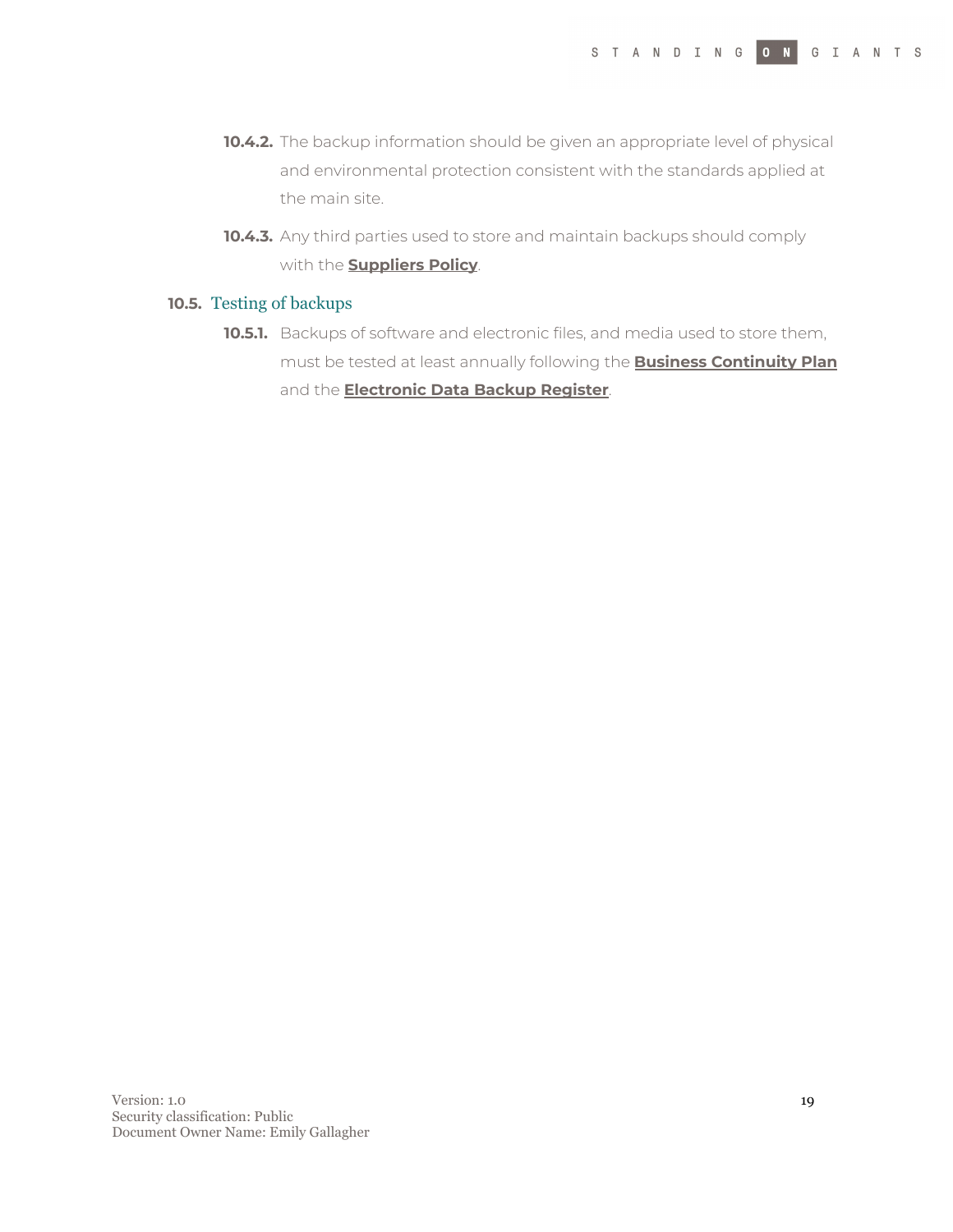**10.4.2.** The backup information should be given an appropriate level of physical and environmental protection consistent with the standards applied at the main site.

**10.4.3.** Any third parties used to store and maintain backups should comply with the **Suppliers Policy**.

### 10.5. Testing of backups

**10.5.1.** Backups of software and electronic files, and media used to store them, must be tested at least annually following the **Business Continuity Plan** and the **Electronic Data Backup Register**.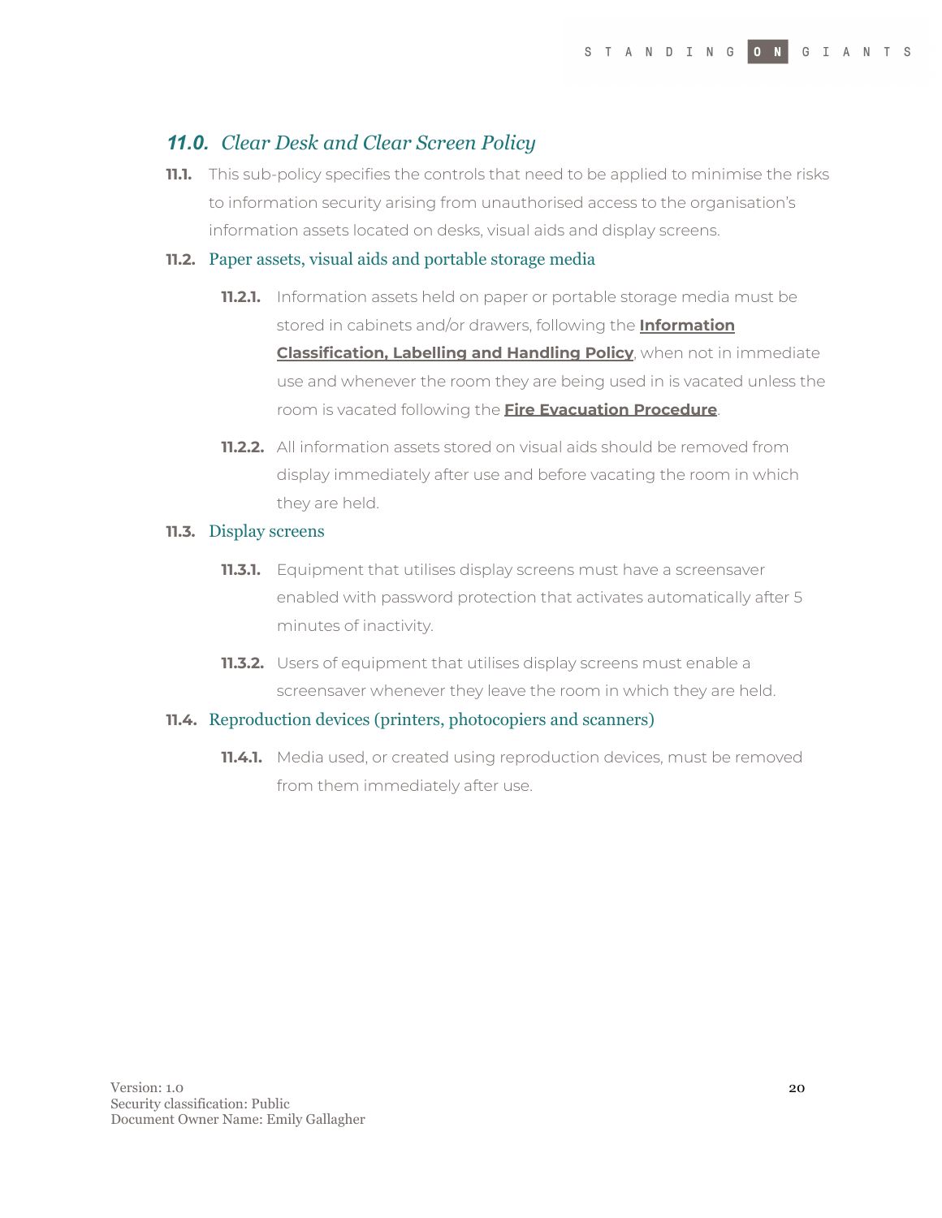## *11.0. Clear Desk and Clear Screen Policy*

**11.1.** This sub-policy specifies the controls that need to be applied to minimise the risks to information security arising from unauthorised access to the organisation's information assets located on desks, visual aids and display screens.

### 11.2. Paper assets, visual aids and portable storage media

**11.2.1.** Information assets held on paper or portable storage media must be stored in cabinets and/or drawers, following the **Information Classification, Labelling and Handling Policy**, when not in immediate use and whenever the room they are being used in is vacated unless the room is vacated following the **Fire Evacuation Procedure**.

**11.2.2.** All information assets stored on visual aids should be removed from display immediately after use and before vacating the room in which they are held.

### 11.3. Display screens

**11.3.1.** Equipment that utilises display screens must have a screensaver enabled with password protection that activates automatically after 5 minutes of inactivity.

**11.3.2.** Users of equipment that utilises display screens must enable a screensaver whenever they leave the room in which they are held.

### 11.4. Reproduction devices (printers, photocopiers and scanners)

**11.4.1.** Media used, or created using reproduction devices, must be removed from them immediately after use.

Version: 1.0
Security classification: Public
Document Owner Name: Emily Gallagher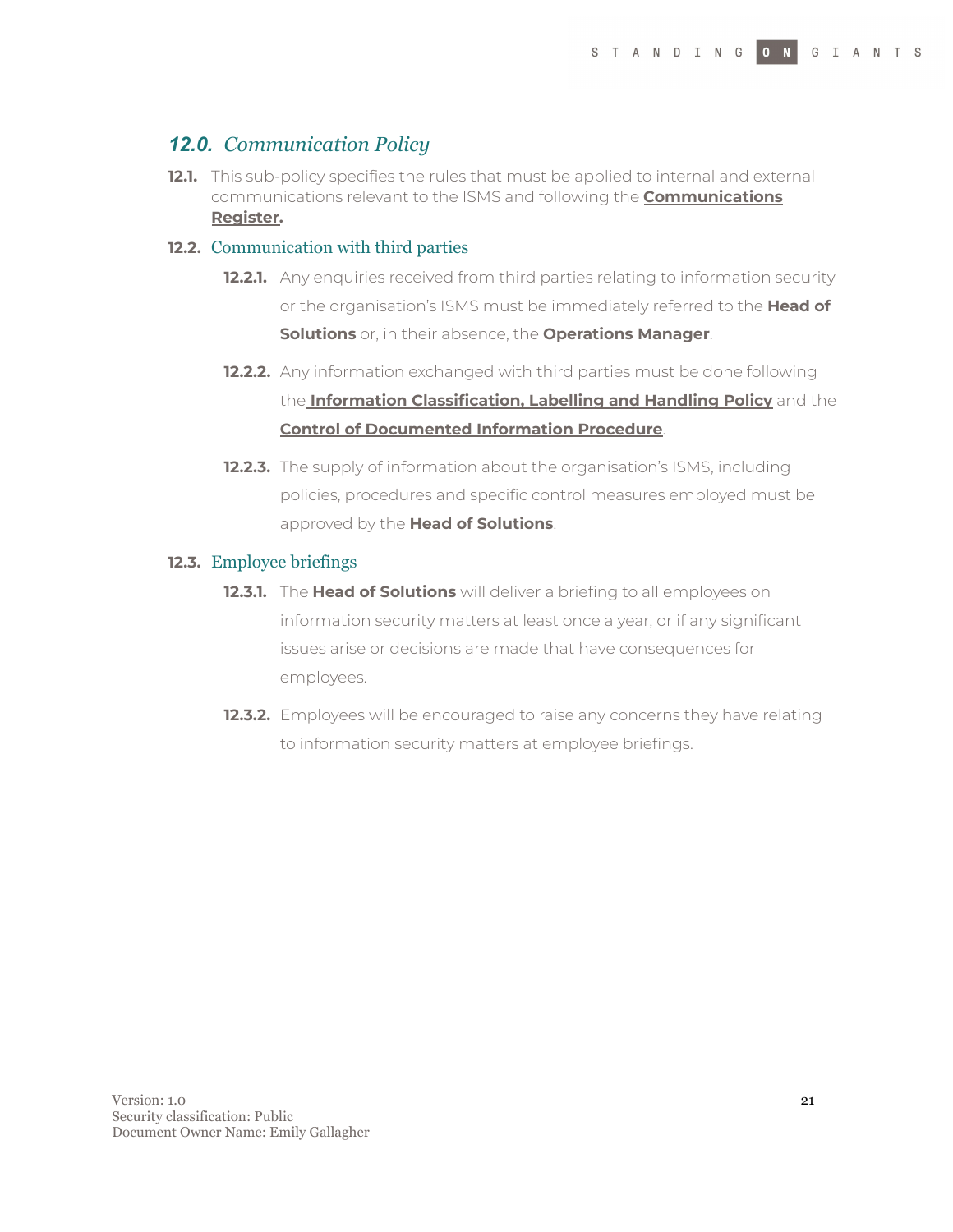## *12.0. Communication Policy*

**12.1.** This sub-policy specifies the rules that must be applied to internal and external communications relevant to the ISMS and following the **Communications Register.**

### 12.2. Communication with third parties

**12.2.1.** Any enquiries received from third parties relating to information security or the organisation's ISMS must be immediately referred to the **Head of Solutions** or, in their absence, the **Operations Manager**.

**12.2.2.** Any information exchanged with third parties must be done following the **Information Classification, Labelling and Handling Policy** and the **Control of Documented Information Procedure**.

**12.2.3.** The supply of information about the organisation's ISMS, including policies, procedures and specific control measures employed must be approved by the **Head of Solutions**.

### 12.3. Employee briefings

**12.3.1.** The **Head of Solutions** will deliver a briefing to all employees on information security matters at least once a year, or if any significant issues arise or decisions are made that have consequences for employees.

**12.3.2.** Employees will be encouraged to raise any concerns they have relating to information security matters at employee briefings.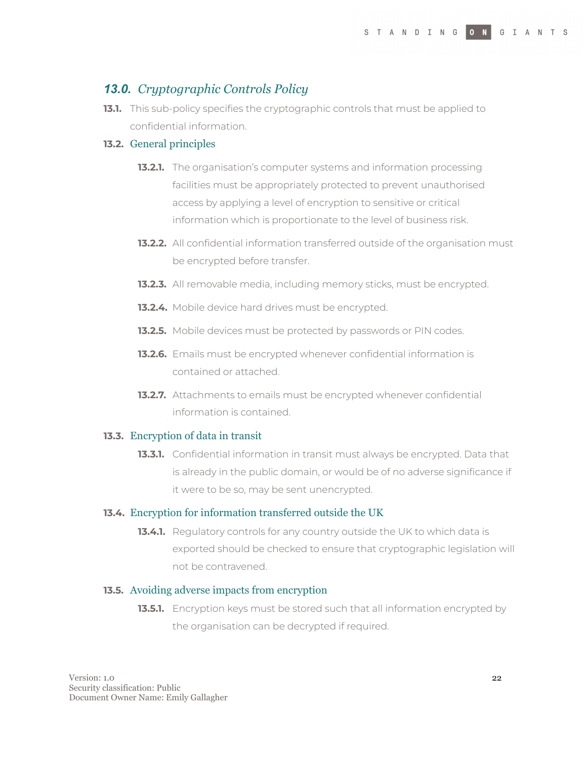## *13.0. Cryptographic Controls Policy*

**13.1.** This sub-policy specifies the cryptographic controls that must be applied to confidential information.

### 13.2. General principles

**13.2.1.** The organisation's computer systems and information processing facilities must be appropriately protected to prevent unauthorised access by applying a level of encryption to sensitive or critical information which is proportionate to the level of business risk.

**13.2.2.** All confidential information transferred outside of the organisation must be encrypted before transfer.

**13.2.3.** All removable media, including memory sticks, must be encrypted.

**13.2.4.** Mobile device hard drives must be encrypted.

**13.2.5.** Mobile devices must be protected by passwords or PIN codes.

**13.2.6.** Emails must be encrypted whenever confidential information is contained or attached.

**13.2.7.** Attachments to emails must be encrypted whenever confidential information is contained.

### 13.3. Encryption of data in transit

**13.3.1.** Confidential information in transit must always be encrypted. Data that is already in the public domain, or would be of no adverse significance if it were to be so, may be sent unencrypted.

### 13.4. Encryption for information transferred outside the UK

**13.4.1.** Regulatory controls for any country outside the UK to which data is exported should be checked to ensure that cryptographic legislation will not be contravened.

### 13.5. Avoiding adverse impacts from encryption

**13.5.1.** Encryption keys must be stored such that all information encrypted by the organisation can be decrypted if required.

Version: 1.0
Security classification: Public
Document Owner Name: Emily Gallagher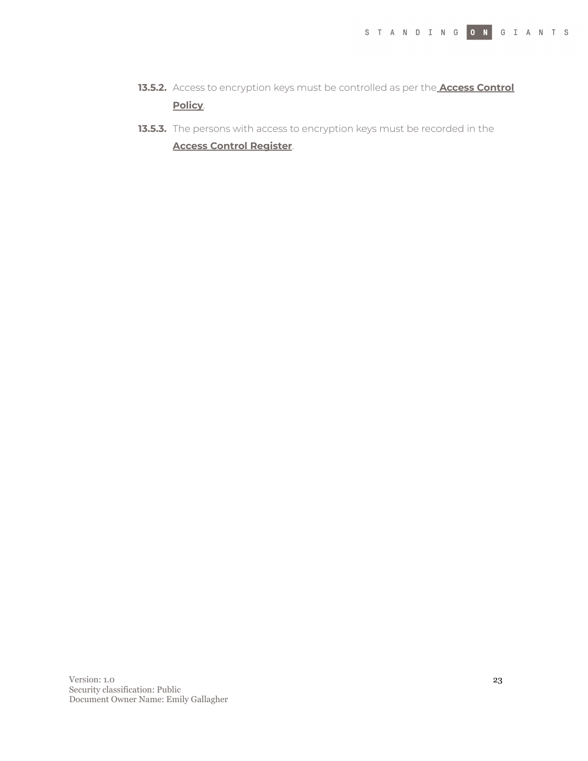**13.5.2.** Access to encryption keys must be controlled as per the **Access Control Policy**.

**13.5.3.** The persons with access to encryption keys must be recorded in the **Access Control Register**.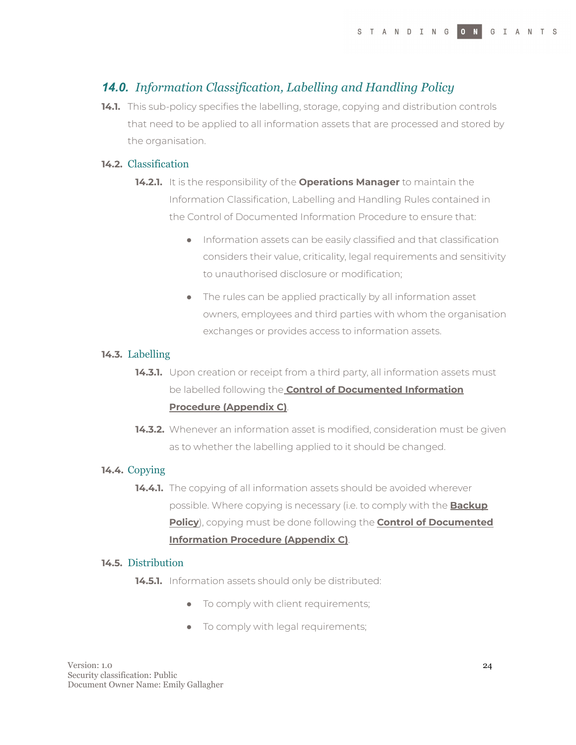## *14.0. Information Classification, Labelling and Handling Policy*

**14.1.** This sub-policy specifies the labelling, storage, copying and distribution controls that need to be applied to all information assets that are processed and stored by the organisation.

### 14.2. Classification

**14.2.1.** It is the responsibility of the **Operations Manager** to maintain the Information Classification, Labelling and Handling Rules contained in the Control of Documented Information Procedure to ensure that:

- Information assets can be easily classified and that classification considers their value, criticality, legal requirements and sensitivity to unauthorised disclosure or modification;
- The rules can be applied practically by all information asset owners, employees and third parties with whom the organisation exchanges or provides access to information assets.

### 14.3. Labelling

**14.3.1.** Upon creation or receipt from a third party, all information assets must be labelled following the **Control of Documented Information Procedure (Appendix C)**.

**14.3.2.** Whenever an information asset is modified, consideration must be given as to whether the labelling applied to it should be changed.

### 14.4. Copying

**14.4.1.** The copying of all information assets should be avoided wherever possible. Where copying is necessary (i.e. to comply with the **Backup Policy**), copying must be done following the **Control of Documented Information Procedure (Appendix C)**.

### 14.5. Distribution

**14.5.1.** Information assets should only be distributed:

- To comply with client requirements;
- To comply with legal requirements;

Version: 1.0
Security classification: Public
Document Owner Name: Emily Gallagher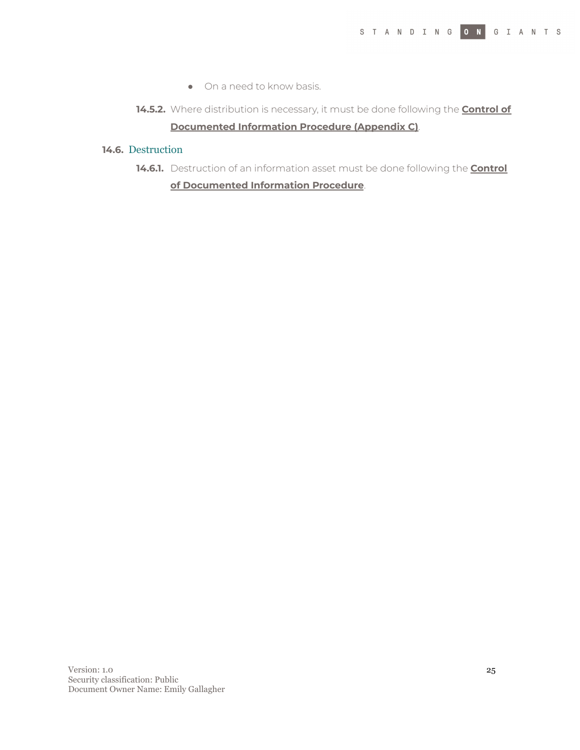- On a need to know basis.

**14.5.2.** Where distribution is necessary, it must be done following the **Control of Documented Information Procedure (Appendix C)**.

### 14.6. Destruction

**14.6.1.** Destruction of an information asset must be done following the **Control of Documented Information Procedure**.

Version: 1.0
Security classification: Public
Document Owner Name: Emily Gallagher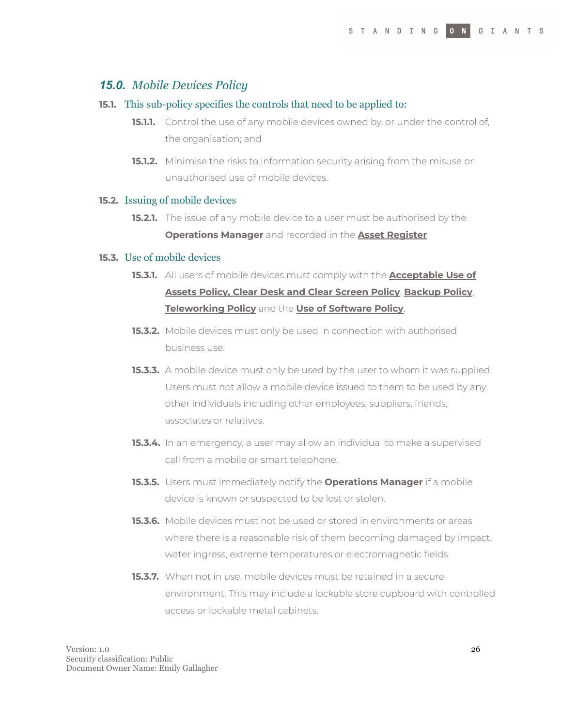## *15.0. Mobile Devices Policy*

### 15.1. This sub-policy specifies the controls that need to be applied to:

**15.1.1.** Control the use of any mobile devices owned by, or under the control of, the organisation; and

**15.1.2.** Minimise the risks to information security arising from the misuse or unauthorised use of mobile devices.

### 15.2. Issuing of mobile devices

**15.2.1.** The issue of any mobile device to a user must be authorised by the **Operations Manager** and recorded in the **Asset Register**

### 15.3. Use of mobile devices

**15.3.1.** All users of mobile devices must comply with the **Acceptable Use of Assets Policy, Clear Desk and Clear Screen Policy**, **Backup Policy**, **Teleworking Policy** and the **Use of Software Policy**.

**15.3.2.** Mobile devices must only be used in connection with authorised business use.

**15.3.3.** A mobile device must only be used by the user to whom it was supplied. Users must not allow a mobile device issued to them to be used by any other individuals including other employees, suppliers, friends, associates or relatives.

**15.3.4.** In an emergency, a user may allow an individual to make a supervised call from a mobile or smart telephone.

**15.3.5.** Users must immediately notify the **Operations Manager** if a mobile device is known or suspected to be lost or stolen.

**15.3.6.** Mobile devices must not be used or stored in environments or areas where there is a reasonable risk of them becoming damaged by impact, water ingress, extreme temperatures or electromagnetic fields.

**15.3.7.** When not in use, mobile devices must be retained in a secure environment. This may include a lockable store cupboard with controlled access or lockable metal cabinets.

Version: 1.0
Security classification: Public
Document Owner Name: Emily Gallagher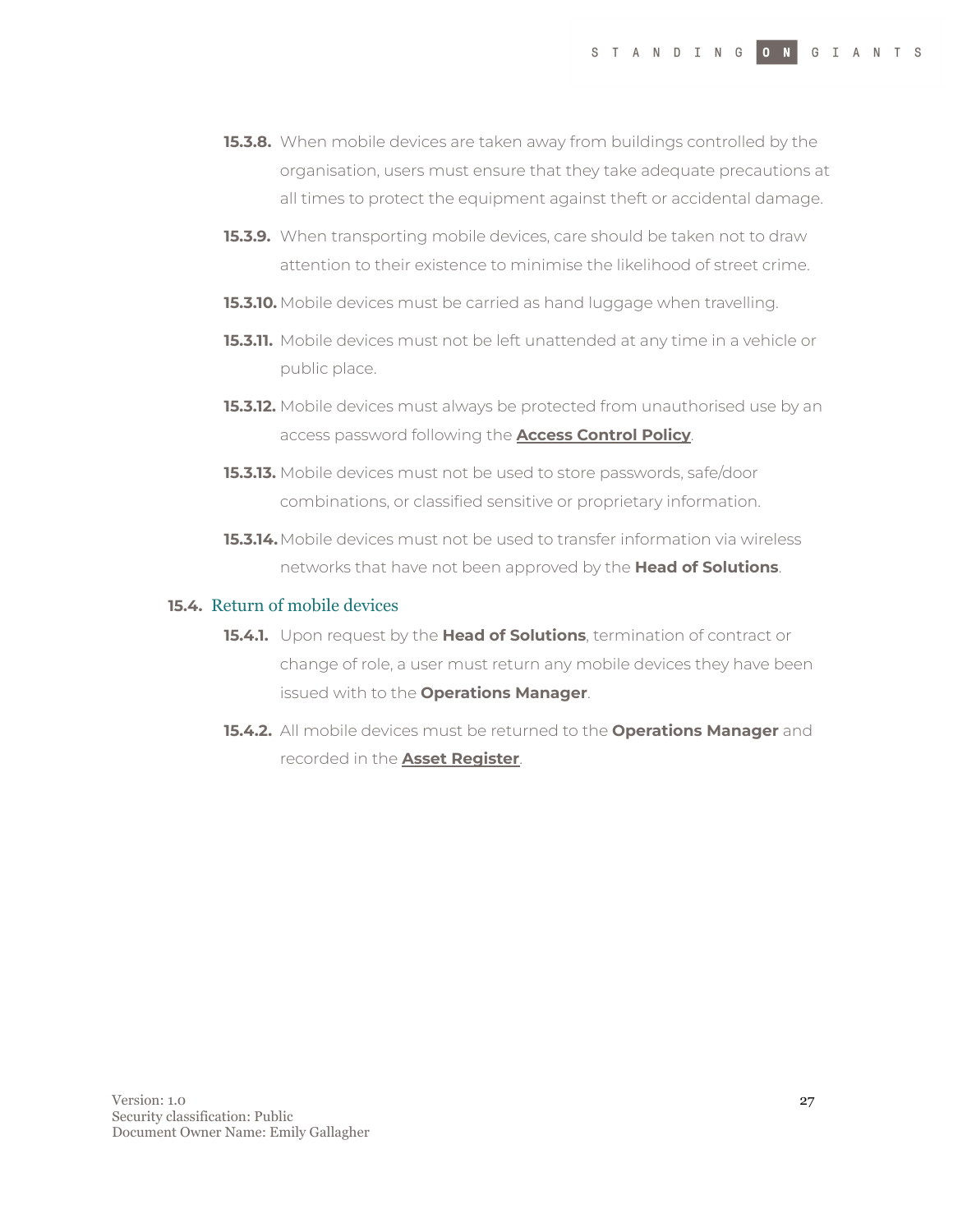**15.3.8.** When mobile devices are taken away from buildings controlled by the organisation, users must ensure that they take adequate precautions at all times to protect the equipment against theft or accidental damage.

**15.3.9.** When transporting mobile devices, care should be taken not to draw attention to their existence to minimise the likelihood of street crime.

**15.3.10.** Mobile devices must be carried as hand luggage when travelling.

**15.3.11.** Mobile devices must not be left unattended at any time in a vehicle or public place.

**15.3.12.** Mobile devices must always be protected from unauthorised use by an access password following the **Access Control Policy**.

**15.3.13.** Mobile devices must not be used to store passwords, safe/door combinations, or classified sensitive or proprietary information.

**15.3.14.** Mobile devices must not be used to transfer information via wireless networks that have not been approved by the **Head of Solutions**.

## 15.4. Return of mobile devices

**15.4.1.** Upon request by the **Head of Solutions**, termination of contract or change of role, a user must return any mobile devices they have been issued with to the **Operations Manager**.

**15.4.2.** All mobile devices must be returned to the **Operations Manager** and recorded in the **Asset Register**.

Version: 1.0
Security classification: Public
Document Owner Name: Emily Gallagher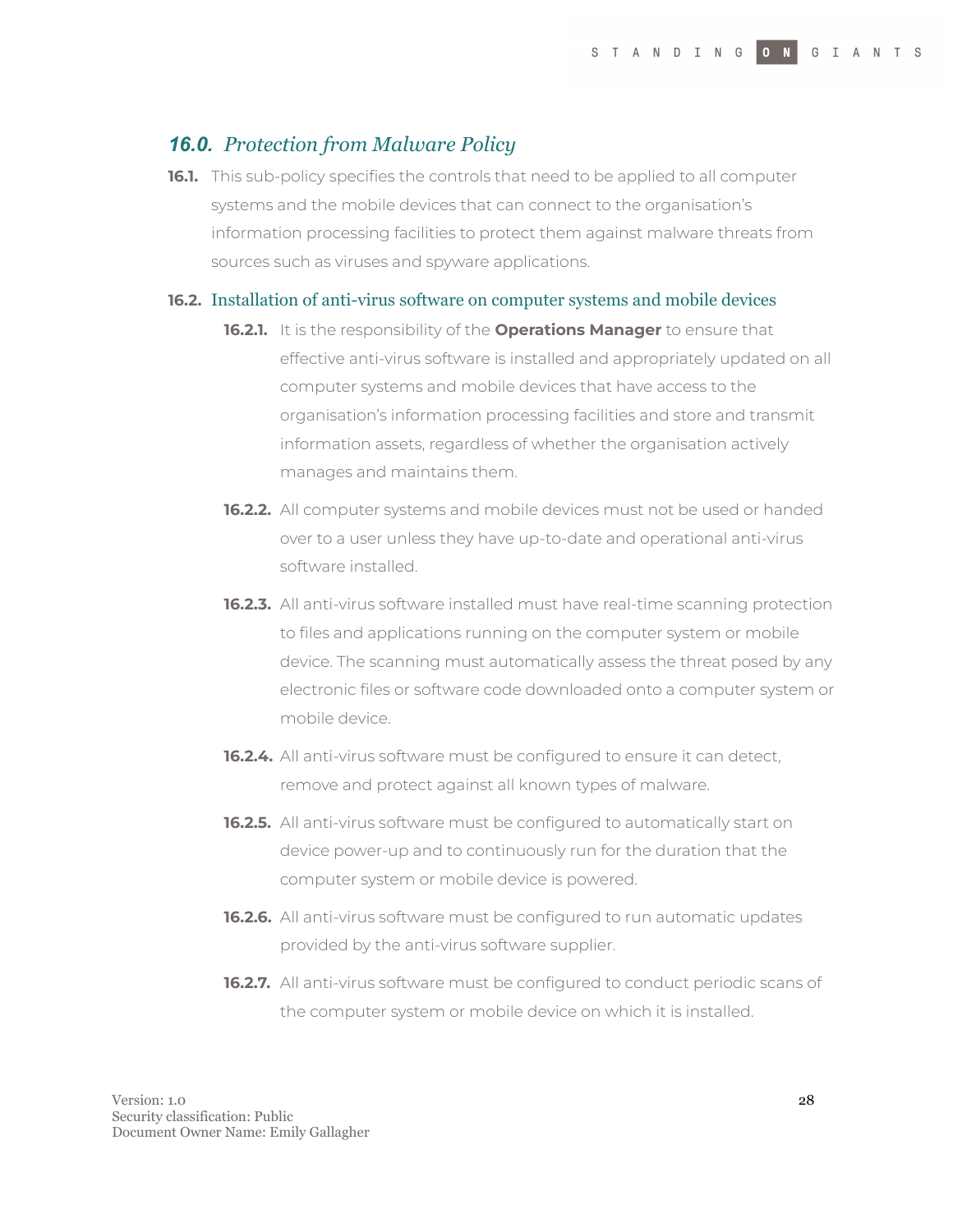## *16.0. Protection from Malware Policy*

**16.1.** This sub-policy specifies the controls that need to be applied to all computer systems and the mobile devices that can connect to the organisation's information processing facilities to protect them against malware threats from sources such as viruses and spyware applications.

### 16.2. Installation of anti-virus software on computer systems and mobile devices

**16.2.1.** It is the responsibility of the **Operations Manager** to ensure that effective anti-virus software is installed and appropriately updated on all computer systems and mobile devices that have access to the organisation's information processing facilities and store and transmit information assets, regardless of whether the organisation actively manages and maintains them.

**16.2.2.** All computer systems and mobile devices must not be used or handed over to a user unless they have up-to-date and operational anti-virus software installed.

**16.2.3.** All anti-virus software installed must have real-time scanning protection to files and applications running on the computer system or mobile device. The scanning must automatically assess the threat posed by any electronic files or software code downloaded onto a computer system or mobile device.

**16.2.4.** All anti-virus software must be configured to ensure it can detect, remove and protect against all known types of malware.

**16.2.5.** All anti-virus software must be configured to automatically start on device power-up and to continuously run for the duration that the computer system or mobile device is powered.

**16.2.6.** All anti-virus software must be configured to run automatic updates provided by the anti-virus software supplier.

**16.2.7.** All anti-virus software must be configured to conduct periodic scans of the computer system or mobile device on which it is installed.

Version: 1.0
Security classification: Public
Document Owner Name: Emily Gallagher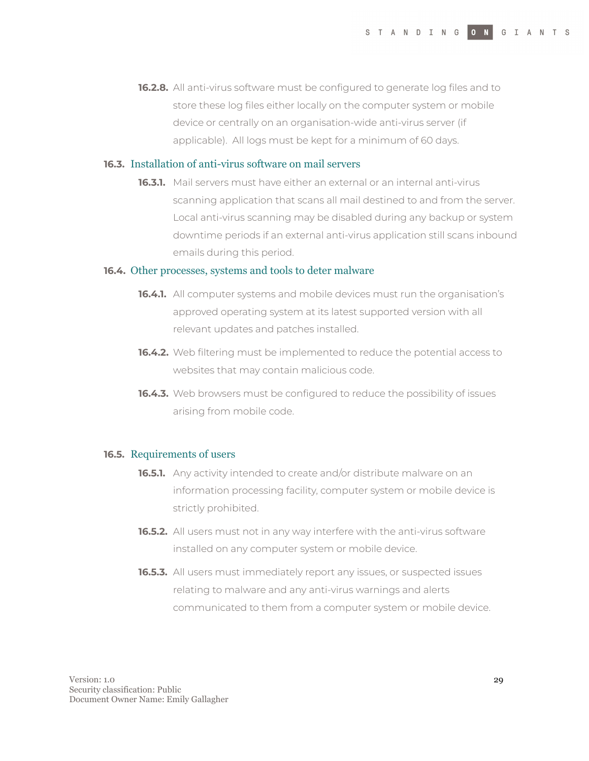**16.2.8.** All anti-virus software must be configured to generate log files and to store these log files either locally on the computer system or mobile device or centrally on an organisation-wide anti-virus server (if applicable). All logs must be kept for a minimum of 60 days.

### 16.3. Installation of anti-virus software on mail servers

**16.3.1.** Mail servers must have either an external or an internal anti-virus scanning application that scans all mail destined to and from the server. Local anti-virus scanning may be disabled during any backup or system downtime periods if an external anti-virus application still scans inbound emails during this period.

### 16.4. Other processes, systems and tools to deter malware

**16.4.1.** All computer systems and mobile devices must run the organisation's approved operating system at its latest supported version with all relevant updates and patches installed.

**16.4.2.** Web filtering must be implemented to reduce the potential access to websites that may contain malicious code.

**16.4.3.** Web browsers must be configured to reduce the possibility of issues arising from mobile code.

### 16.5. Requirements of users

**16.5.1.** Any activity intended to create and/or distribute malware on an information processing facility, computer system or mobile device is strictly prohibited.

**16.5.2.** All users must not in any way interfere with the anti-virus software installed on any computer system or mobile device.

**16.5.3.** All users must immediately report any issues, or suspected issues relating to malware and any anti-virus warnings and alerts communicated to them from a computer system or mobile device.

Version: 1.0
Security classification: Public
Document Owner Name: Emily Gallagher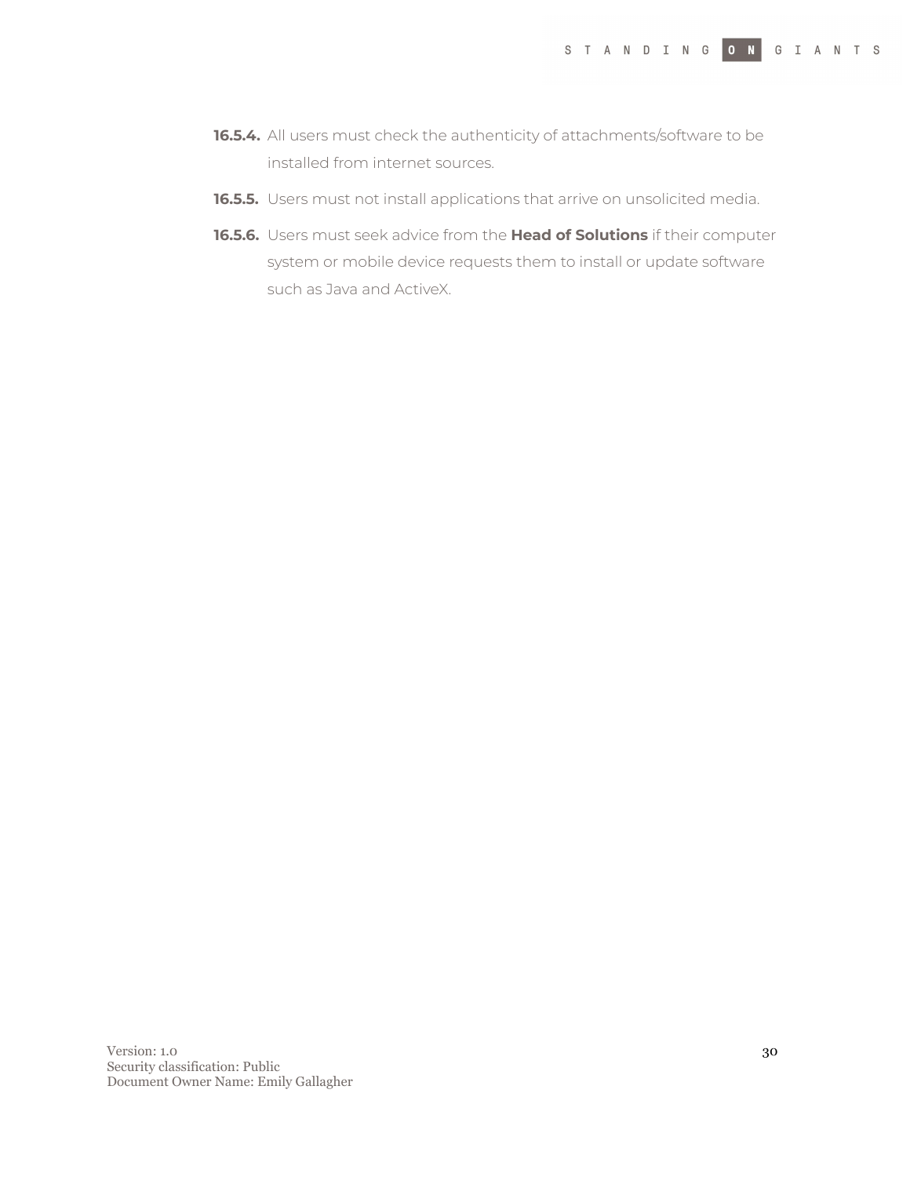**16.5.4.** All users must check the authenticity of attachments/software to be installed from internet sources.

**16.5.5.** Users must not install applications that arrive on unsolicited media.

**16.5.6.** Users must seek advice from the **Head of Solutions** if their computer system or mobile device requests them to install or update software such as Java and ActiveX.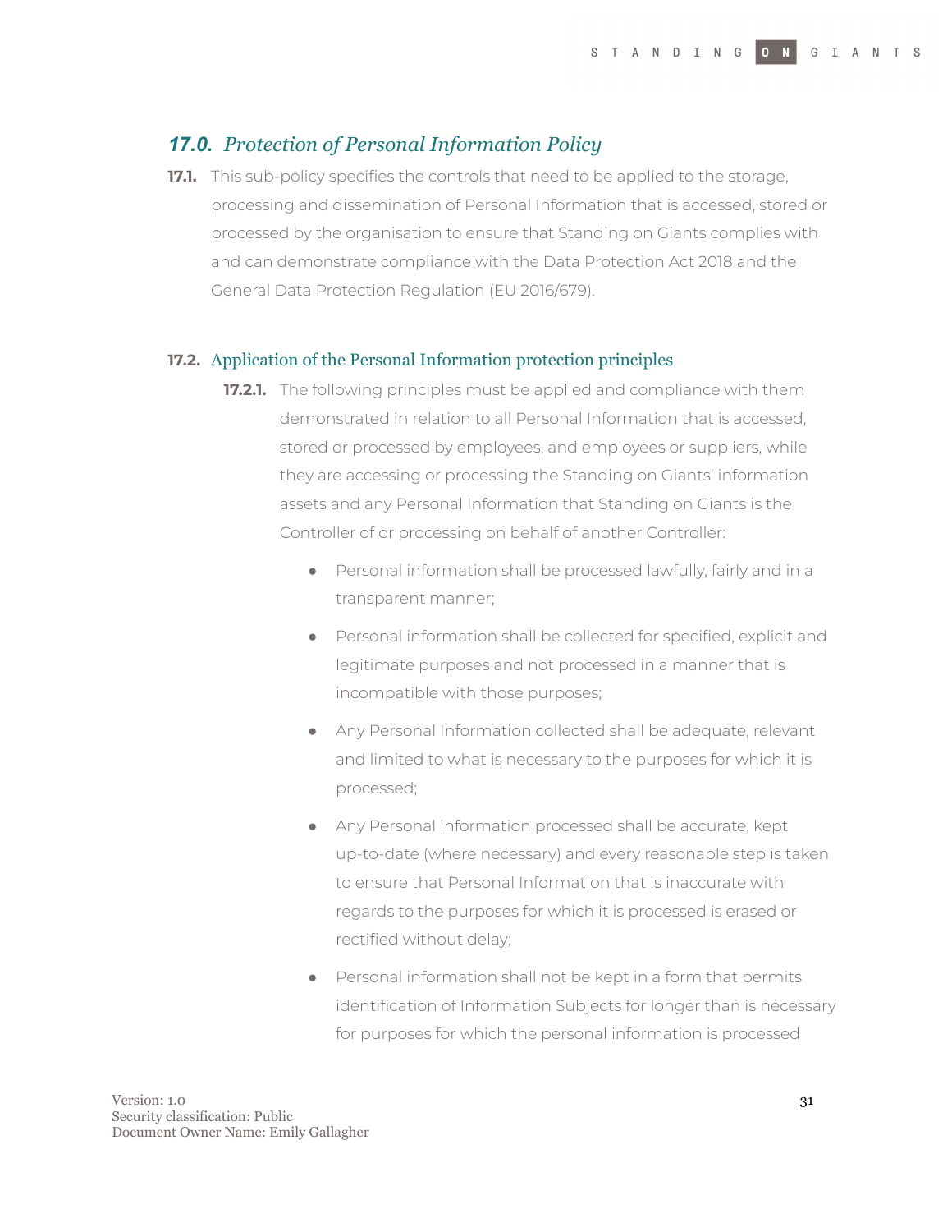## *17.0. Protection of Personal Information Policy*

**17.1.** This sub-policy specifies the controls that need to be applied to the storage, processing and dissemination of Personal Information that is accessed, stored or processed by the organisation to ensure that Standing on Giants complies with and can demonstrate compliance with the Data Protection Act 2018 and the General Data Protection Regulation (EU 2016/679).

### 17.2. Application of the Personal Information protection principles

**17.2.1.** The following principles must be applied and compliance with them demonstrated in relation to all Personal Information that is accessed, stored or processed by employees, and employees or suppliers, while they are accessing or processing the Standing on Giants' information assets and any Personal Information that Standing on Giants is the Controller of or processing on behalf of another Controller:

- Personal information shall be processed lawfully, fairly and in a transparent manner;
- Personal information shall be collected for specified, explicit and legitimate purposes and not processed in a manner that is incompatible with those purposes;
- Any Personal Information collected shall be adequate, relevant and limited to what is necessary to the purposes for which it is processed;
- Any Personal information processed shall be accurate, kept up-to-date (where necessary) and every reasonable step is taken to ensure that Personal Information that is inaccurate with regards to the purposes for which it is processed is erased or rectified without delay;
- Personal information shall not be kept in a form that permits identification of Information Subjects for longer than is necessary for purposes for which the personal information is processed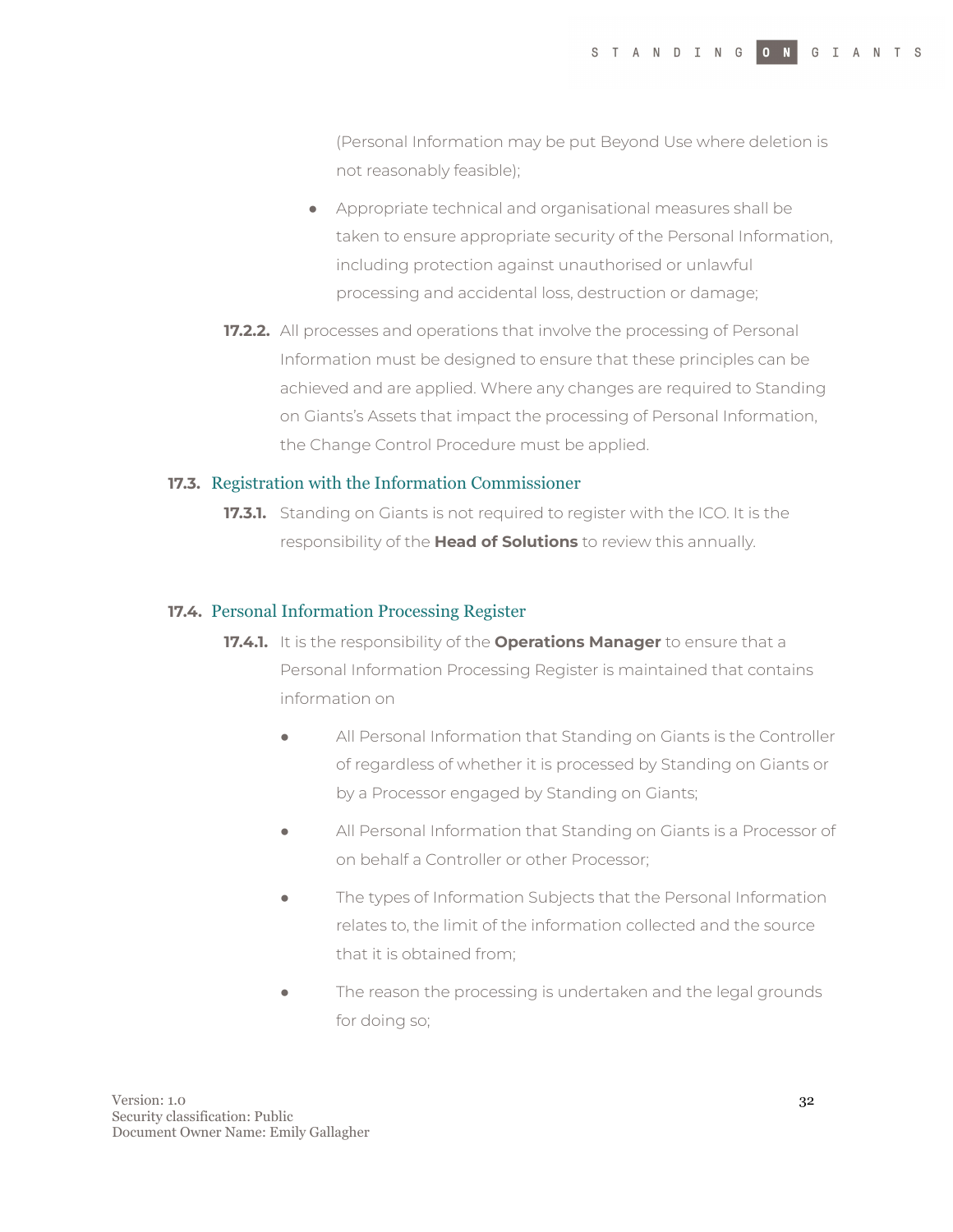(Personal Information may be put Beyond Use where deletion is not reasonably feasible);

- Appropriate technical and organisational measures shall be taken to ensure appropriate security of the Personal Information, including protection against unauthorised or unlawful processing and accidental loss, destruction or damage;

**17.2.2.** All processes and operations that involve the processing of Personal Information must be designed to ensure that these principles can be achieved and are applied. Where any changes are required to Standing on Giants's Assets that impact the processing of Personal Information, the Change Control Procedure must be applied.

## 17.3. Registration with the Information Commissioner

**17.3.1.** Standing on Giants is not required to register with the ICO. It is the responsibility of the **Head of Solutions** to review this annually.

## 17.4. Personal Information Processing Register

**17.4.1.** It is the responsibility of the **Operations Manager** to ensure that a Personal Information Processing Register is maintained that contains information on

- All Personal Information that Standing on Giants is the Controller of regardless of whether it is processed by Standing on Giants or by a Processor engaged by Standing on Giants;
- All Personal Information that Standing on Giants is a Processor of on behalf a Controller or other Processor;
- The types of Information Subjects that the Personal Information relates to, the limit of the information collected and the source that it is obtained from;
- The reason the processing is undertaken and the legal grounds for doing so;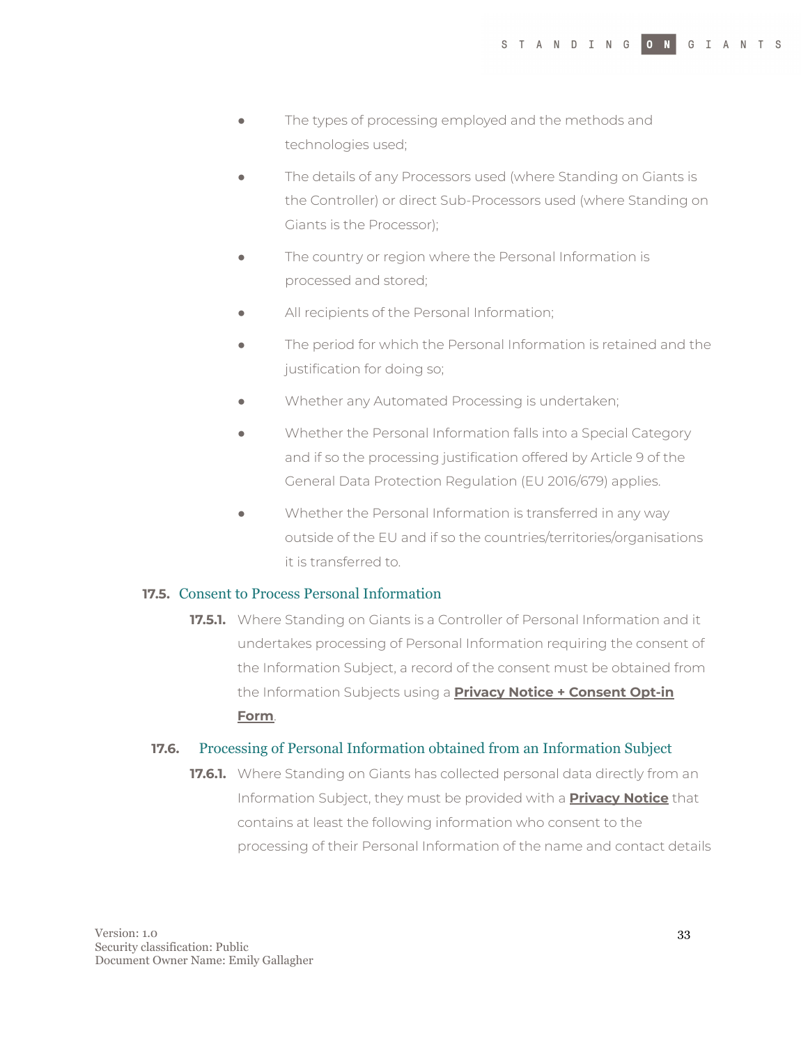- The types of processing employed and the methods and technologies used;
- The details of any Processors used (where Standing on Giants is the Controller) or direct Sub-Processors used (where Standing on Giants is the Processor);
- The country or region where the Personal Information is processed and stored;
- All recipients of the Personal Information;
- The period for which the Personal Information is retained and the justification for doing so;
- Whether any Automated Processing is undertaken;
- Whether the Personal Information falls into a Special Category and if so the processing justification offered by Article 9 of the General Data Protection Regulation (EU 2016/679) applies.
- Whether the Personal Information is transferred in any way outside of the EU and if so the countries/territories/organisations it is transferred to.

### 17.5. Consent to Process Personal Information

**17.5.1.** Where Standing on Giants is a Controller of Personal Information and it undertakes processing of Personal Information requiring the consent of the Information Subject, a record of the consent must be obtained from the Information Subjects using a **Privacy Notice + Consent Opt-in Form**.

### 17.6. Processing of Personal Information obtained from an Information Subject

**17.6.1.** Where Standing on Giants has collected personal data directly from an Information Subject, they must be provided with a **Privacy Notice** that contains at least the following information who consent to the processing of their Personal Information of the name and contact details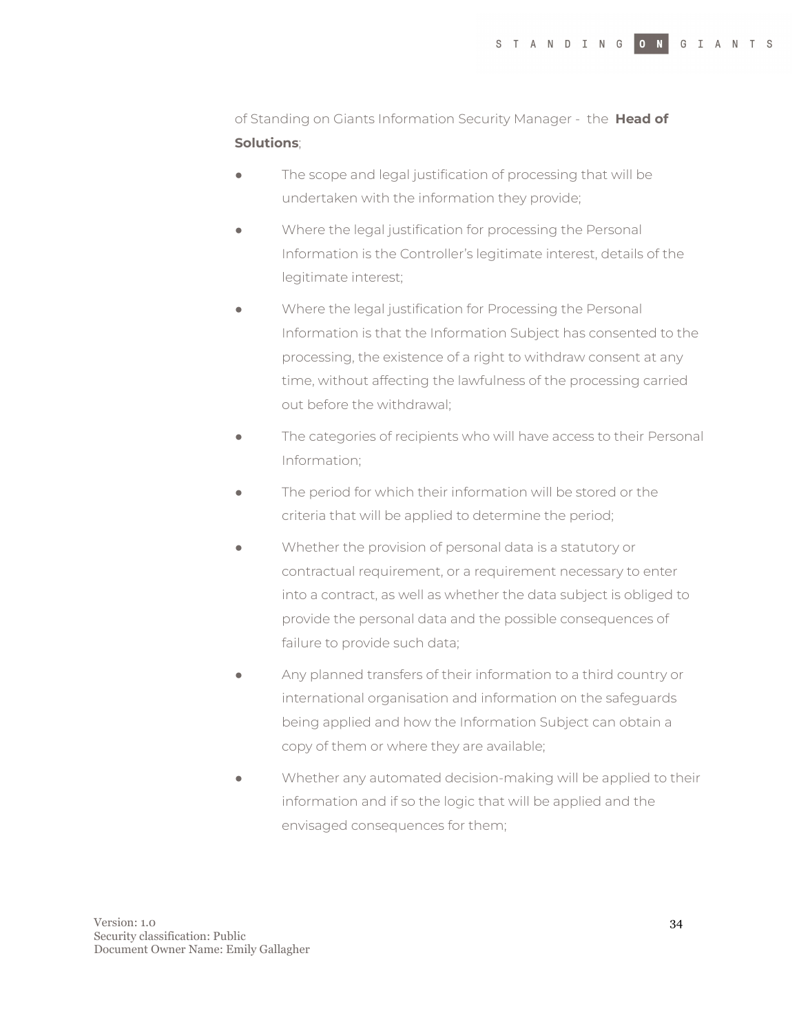of Standing on Giants Information Security Manager - the **Head of Solutions**;

- The scope and legal justification of processing that will be undertaken with the information they provide;
- Where the legal justification for processing the Personal Information is the Controller's legitimate interest, details of the legitimate interest;
- Where the legal justification for Processing the Personal Information is that the Information Subject has consented to the processing, the existence of a right to withdraw consent at any time, without affecting the lawfulness of the processing carried out before the withdrawal;
- The categories of recipients who will have access to their Personal Information;
- The period for which their information will be stored or the criteria that will be applied to determine the period;
- Whether the provision of personal data is a statutory or contractual requirement, or a requirement necessary to enter into a contract, as well as whether the data subject is obliged to provide the personal data and the possible consequences of failure to provide such data;
- Any planned transfers of their information to a third country or international organisation and information on the safeguards being applied and how the Information Subject can obtain a copy of them or where they are available;
- Whether any automated decision-making will be applied to their information and if so the logic that will be applied and the envisaged consequences for them;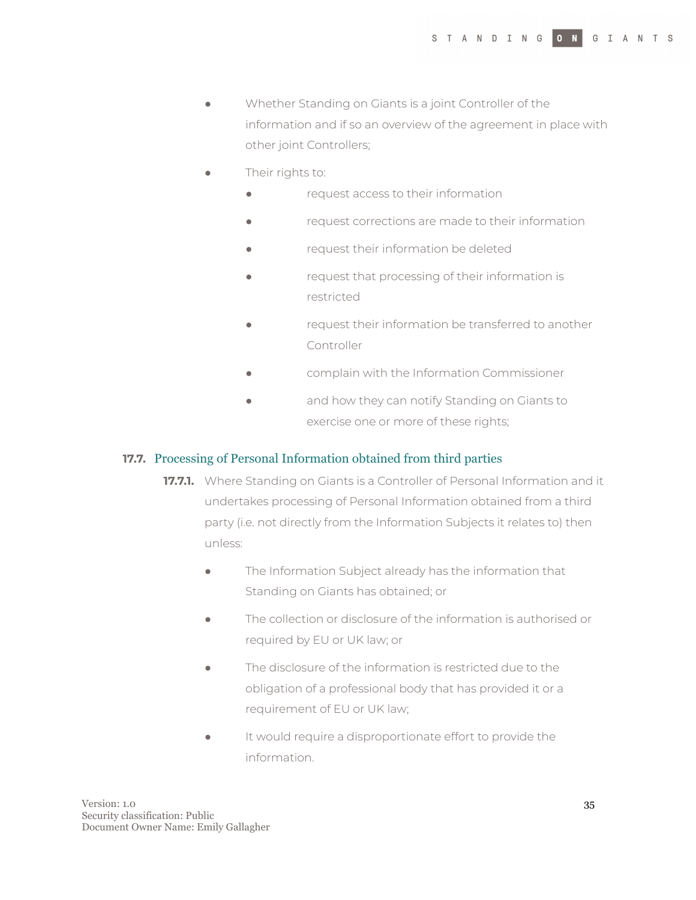- Whether Standing on Giants is a joint Controller of the information and if so an overview of the agreement in place with other joint Controllers;
- Their rights to:
  - request access to their information
  - request corrections are made to their information
  - request their information be deleted
  - request that processing of their information is restricted
  - request their information be transferred to another Controller
  - complain with the Information Commissioner
  - and how they can notify Standing on Giants to exercise one or more of these rights;

### 17.7. Processing of Personal Information obtained from third parties

**17.7.1.** Where Standing on Giants is a Controller of Personal Information and it undertakes processing of Personal Information obtained from a third party (i.e. not directly from the Information Subjects it relates to) then unless:

- The Information Subject already has the information that Standing on Giants has obtained; or
- The collection or disclosure of the information is authorised or required by EU or UK law; or
- The disclosure of the information is restricted due to the obligation of a professional body that has provided it or a requirement of EU or UK law;
- It would require a disproportionate effort to provide the information.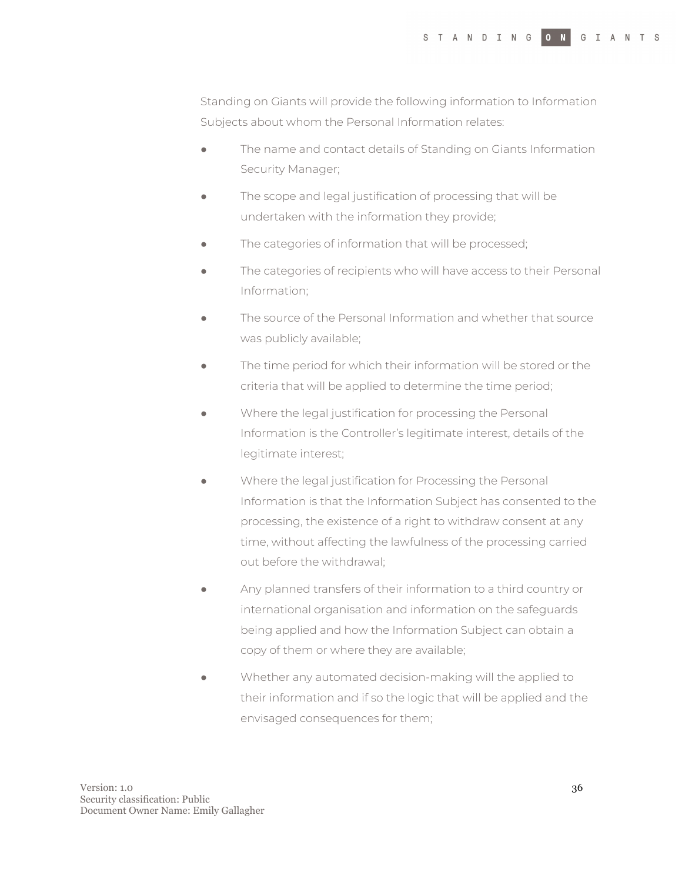Standing on Giants will provide the following information to Information Subjects about whom the Personal Information relates:

- The name and contact details of Standing on Giants Information Security Manager;
- The scope and legal justification of processing that will be undertaken with the information they provide;
- The categories of information that will be processed;
- The categories of recipients who will have access to their Personal Information;
- The source of the Personal Information and whether that source was publicly available;
- The time period for which their information will be stored or the criteria that will be applied to determine the time period;
- Where the legal justification for processing the Personal Information is the Controller's legitimate interest, details of the legitimate interest;
- Where the legal justification for Processing the Personal Information is that the Information Subject has consented to the processing, the existence of a right to withdraw consent at any time, without affecting the lawfulness of the processing carried out before the withdrawal;
- Any planned transfers of their information to a third country or international organisation and information on the safeguards being applied and how the Information Subject can obtain a copy of them or where they are available;
- Whether any automated decision-making will the applied to their information and if so the logic that will be applied and the envisaged consequences for them;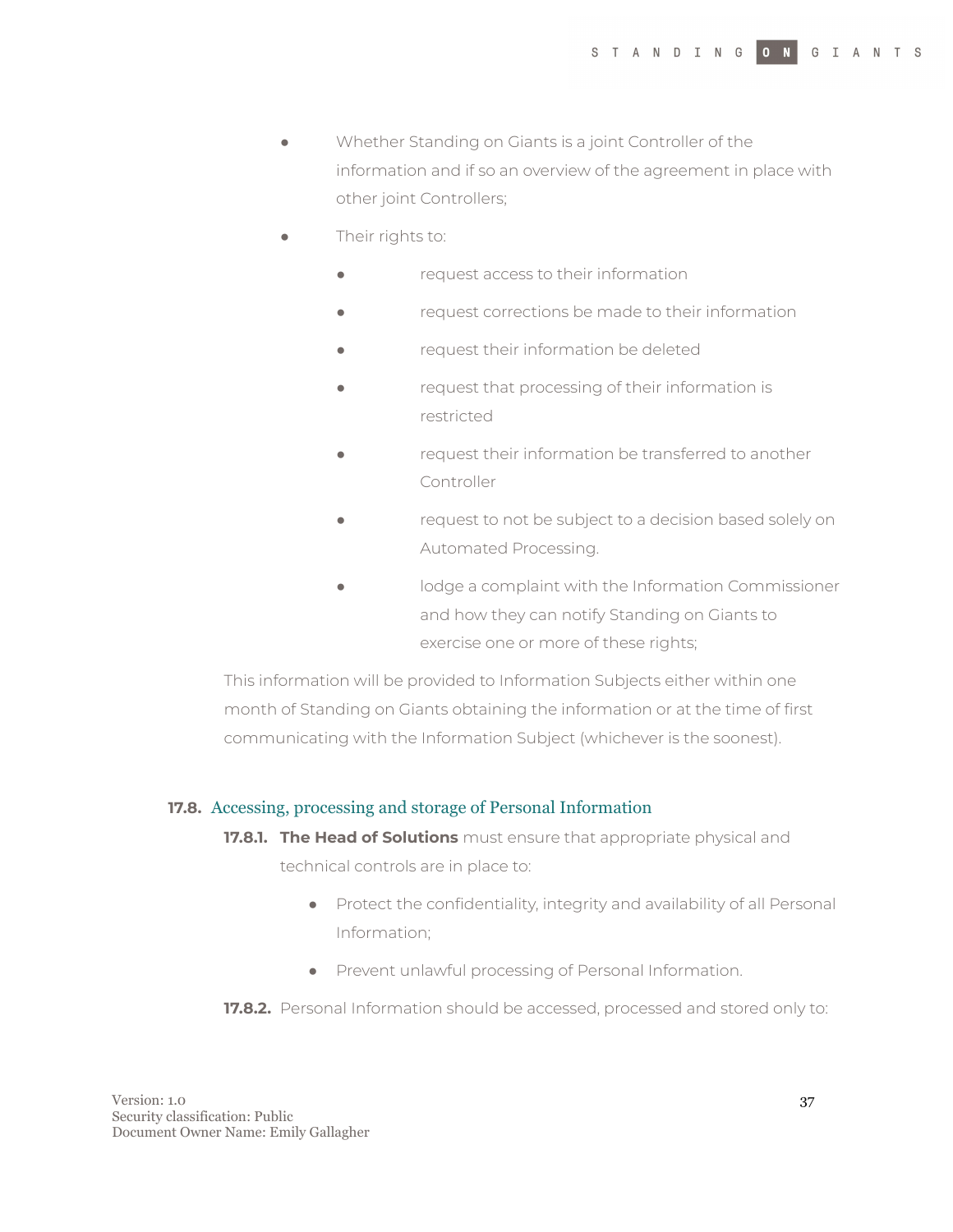- Whether Standing on Giants is a joint Controller of the information and if so an overview of the agreement in place with other joint Controllers;
- Their rights to:
  - request access to their information
  - request corrections be made to their information
  - request their information be deleted
  - request that processing of their information is restricted
  - request their information be transferred to another Controller
  - request to not be subject to a decision based solely on Automated Processing.
  - lodge a complaint with the Information Commissioner and how they can notify Standing on Giants to exercise one or more of these rights;

This information will be provided to Information Subjects either within one month of Standing on Giants obtaining the information or at the time of first communicating with the Information Subject (whichever is the soonest).

### 17.8. Accessing, processing and storage of Personal Information

**17.8.1.** **The Head of Solutions** must ensure that appropriate physical and technical controls are in place to:

- Protect the confidentiality, integrity and availability of all Personal Information;
- Prevent unlawful processing of Personal Information.

**17.8.2.** Personal Information should be accessed, processed and stored only to: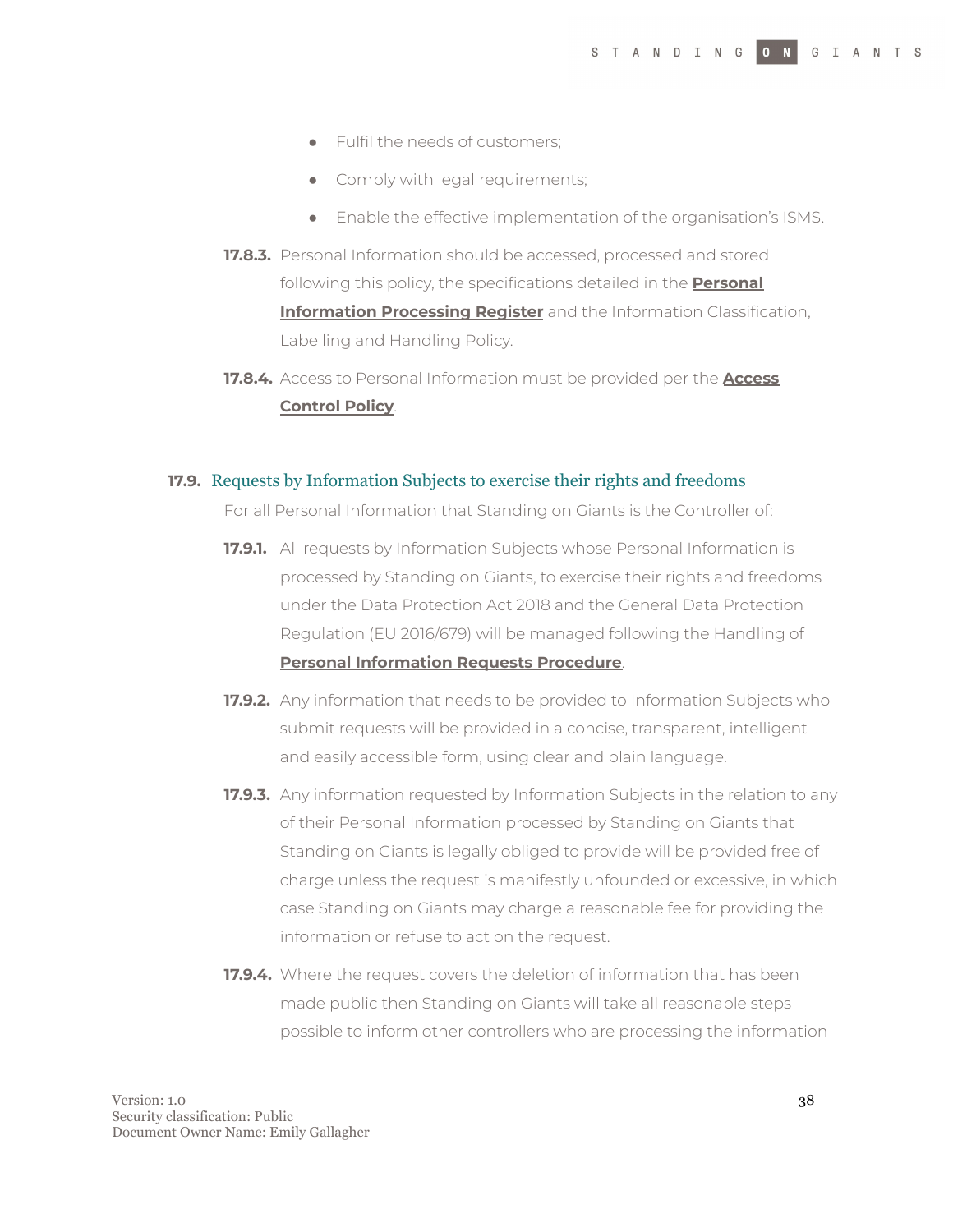- Fulfil the needs of customers;
- Comply with legal requirements;
- Enable the effective implementation of the organisation's ISMS.

**17.8.3.** Personal Information should be accessed, processed and stored following this policy, the specifications detailed in the **Personal Information Processing Register** and the Information Classification, Labelling and Handling Policy.

**17.8.4.** Access to Personal Information must be provided per the **Access Control Policy**.

## 17.9. Requests by Information Subjects to exercise their rights and freedoms

For all Personal Information that Standing on Giants is the Controller of:

**17.9.1.** All requests by Information Subjects whose Personal Information is processed by Standing on Giants, to exercise their rights and freedoms under the Data Protection Act 2018 and the General Data Protection Regulation (EU 2016/679) will be managed following the Handling of **Personal Information Requests Procedure**.

**17.9.2.** Any information that needs to be provided to Information Subjects who submit requests will be provided in a concise, transparent, intelligent and easily accessible form, using clear and plain language.

**17.9.3.** Any information requested by Information Subjects in the relation to any of their Personal Information processed by Standing on Giants that Standing on Giants is legally obliged to provide will be provided free of charge unless the request is manifestly unfounded or excessive, in which case Standing on Giants may charge a reasonable fee for providing the information or refuse to act on the request.

**17.9.4.** Where the request covers the deletion of information that has been made public then Standing on Giants will take all reasonable steps possible to inform other controllers who are processing the information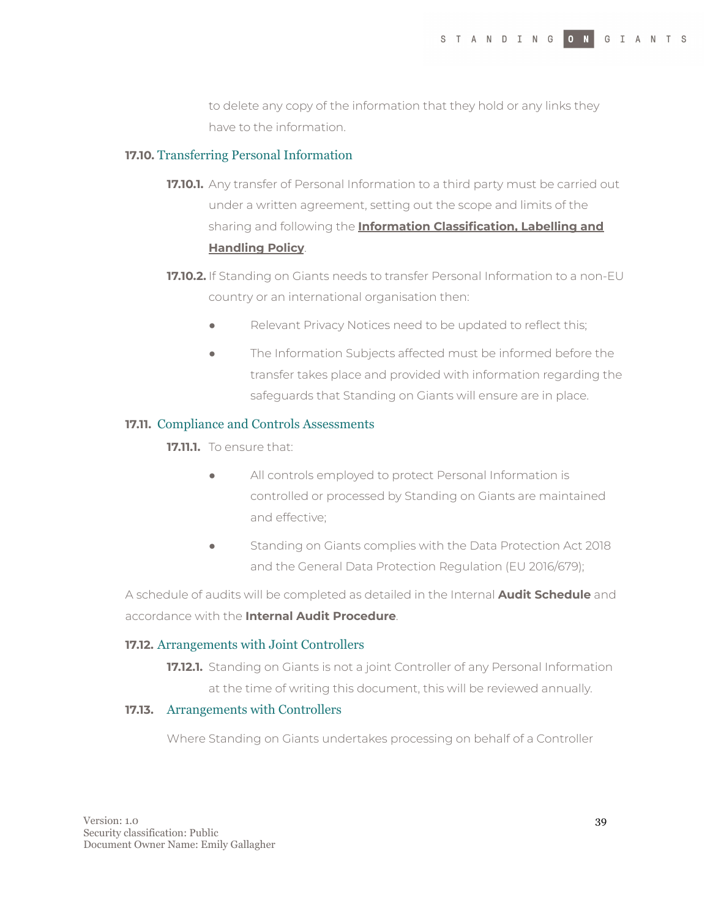to delete any copy of the information that they hold or any links they have to the information.

### 17.10. Transferring Personal Information

**17.10.1.** Any transfer of Personal Information to a third party must be carried out under a written agreement, setting out the scope and limits of the sharing and following the **Information Classification, Labelling and Handling Policy**.

**17.10.2.** If Standing on Giants needs to transfer Personal Information to a non-EU country or an international organisation then:

- Relevant Privacy Notices need to be updated to reflect this;
- The Information Subjects affected must be informed before the transfer takes place and provided with information regarding the safeguards that Standing on Giants will ensure are in place.

### 17.11. Compliance and Controls Assessments

**17.11.1.** To ensure that:

- All controls employed to protect Personal Information is controlled or processed by Standing on Giants are maintained and effective;
- Standing on Giants complies with the Data Protection Act 2018 and the General Data Protection Regulation (EU 2016/679);

A schedule of audits will be completed as detailed in the Internal **Audit Schedule** and accordance with the **Internal Audit Procedure**.

### 17.12. Arrangements with Joint Controllers

**17.12.1.** Standing on Giants is not a joint Controller of any Personal Information at the time of writing this document, this will be reviewed annually.

### 17.13. Arrangements with Controllers

Where Standing on Giants undertakes processing on behalf of a Controller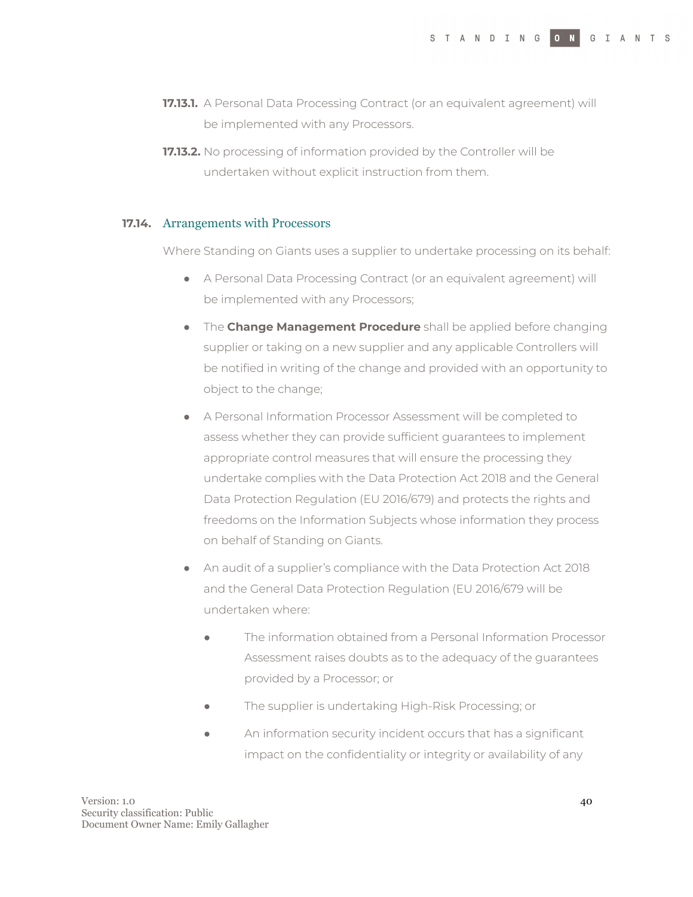**17.13.1.** A Personal Data Processing Contract (or an equivalent agreement) will be implemented with any Processors.

**17.13.2.** No processing of information provided by the Controller will be undertaken without explicit instruction from them.

### 17.14. Arrangements with Processors

Where Standing on Giants uses a supplier to undertake processing on its behalf:

- A Personal Data Processing Contract (or an equivalent agreement) will be implemented with any Processors;
- The **Change Management Procedure** shall be applied before changing supplier or taking on a new supplier and any applicable Controllers will be notified in writing of the change and provided with an opportunity to object to the change;
- A Personal Information Processor Assessment will be completed to assess whether they can provide sufficient guarantees to implement appropriate control measures that will ensure the processing they undertake complies with the Data Protection Act 2018 and the General Data Protection Regulation (EU 2016/679) and protects the rights and freedoms on the Information Subjects whose information they process on behalf of Standing on Giants.
- An audit of a supplier's compliance with the Data Protection Act 2018 and the General Data Protection Regulation (EU 2016/679 will be undertaken where:
  - The information obtained from a Personal Information Processor Assessment raises doubts as to the adequacy of the guarantees provided by a Processor; or
  - The supplier is undertaking High-Risk Processing; or
  - An information security incident occurs that has a significant impact on the confidentiality or integrity or availability of any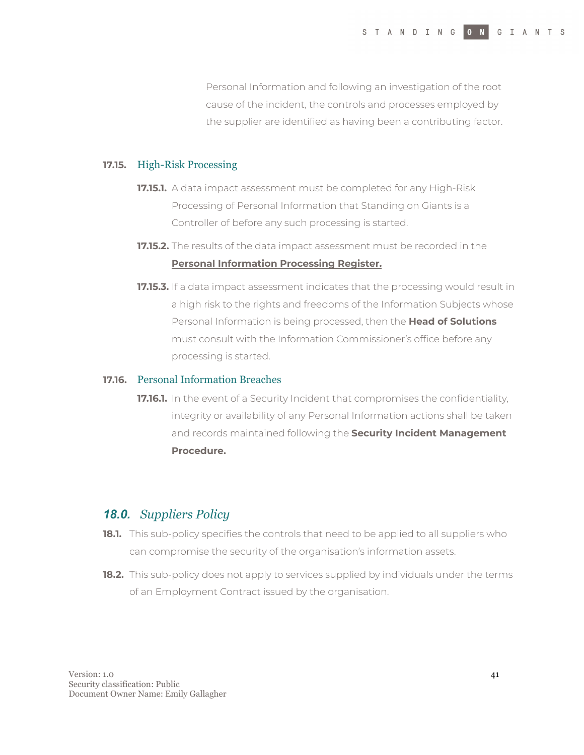Personal Information and following an investigation of the root cause of the incident, the controls and processes employed by the supplier are identified as having been a contributing factor.

### 17.15. High-Risk Processing

**17.15.1.** A data impact assessment must be completed for any High-Risk Processing of Personal Information that Standing on Giants is a Controller of before any such processing is started.

**17.15.2.** The results of the data impact assessment must be recorded in the **Personal Information Processing Register.**

**17.15.3.** If a data impact assessment indicates that the processing would result in a high risk to the rights and freedoms of the Information Subjects whose Personal Information is being processed, then the **Head of Solutions** must consult with the Information Commissioner's office before any processing is started.

### 17.16. Personal Information Breaches

**17.16.1.** In the event of a Security Incident that compromises the confidentiality, integrity or availability of any Personal Information actions shall be taken and records maintained following the **Security Incident Management Procedure.**

## *18.0. Suppliers Policy*

**18.1.** This sub-policy specifies the controls that need to be applied to all suppliers who can compromise the security of the organisation's information assets.

**18.2.** This sub-policy does not apply to services supplied by individuals under the terms of an Employment Contract issued by the organisation.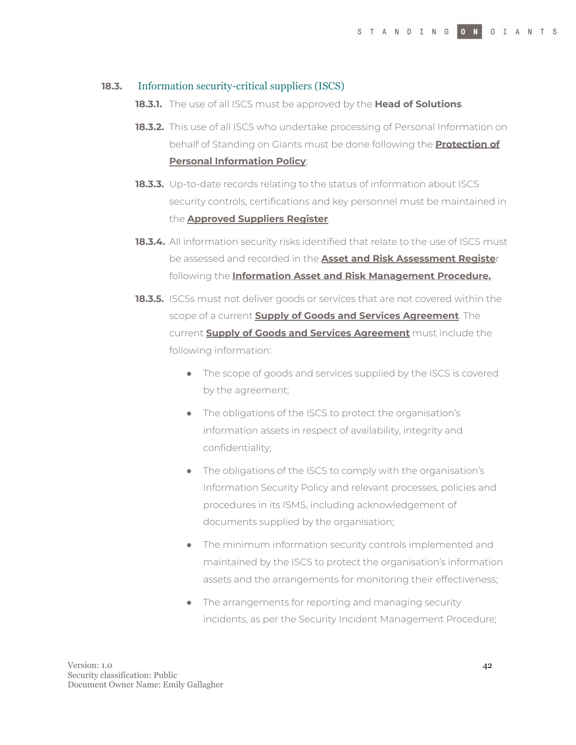### 18.3. Information security-critical suppliers (ISCS)

**18.3.1.** The use of all ISCS must be approved by the **Head of Solutions**.

**18.3.2.** This use of all ISCS who undertake processing of Personal Information on behalf of Standing on Giants must be done following the **Protection of Personal Information Policy**;

**18.3.3.** Up-to-date records relating to the status of information about ISCS security controls, certifications and key personnel must be maintained in the **Approved Suppliers Register**.

**18.3.4.** All information security risks identified that relate to the use of ISCS must be assessed and recorded in the **Asset and Risk Assessment Register** following the **Information Asset and Risk Management Procedure.**

**18.3.5.** ISCSs must not deliver goods or services that are not covered within the scope of a current **Supply of Goods and Services Agreement**. The current **Supply of Goods and Services Agreement** must include the following information:

- The scope of goods and services supplied by the ISCS is covered by the agreement;
- The obligations of the ISCS to protect the organisation's information assets in respect of availability, integrity and confidentiality;
- The obligations of the ISCS to comply with the organisation's Information Security Policy and relevant processes, policies and procedures in its ISMS, including acknowledgement of documents supplied by the organisation;
- The minimum information security controls implemented and maintained by the ISCS to protect the organisation's information assets and the arrangements for monitoring their effectiveness;
- The arrangements for reporting and managing security incidents, as per the Security Incident Management Procedure;

Version: 1.0
Security classification: Public
Document Owner Name: Emily Gallagher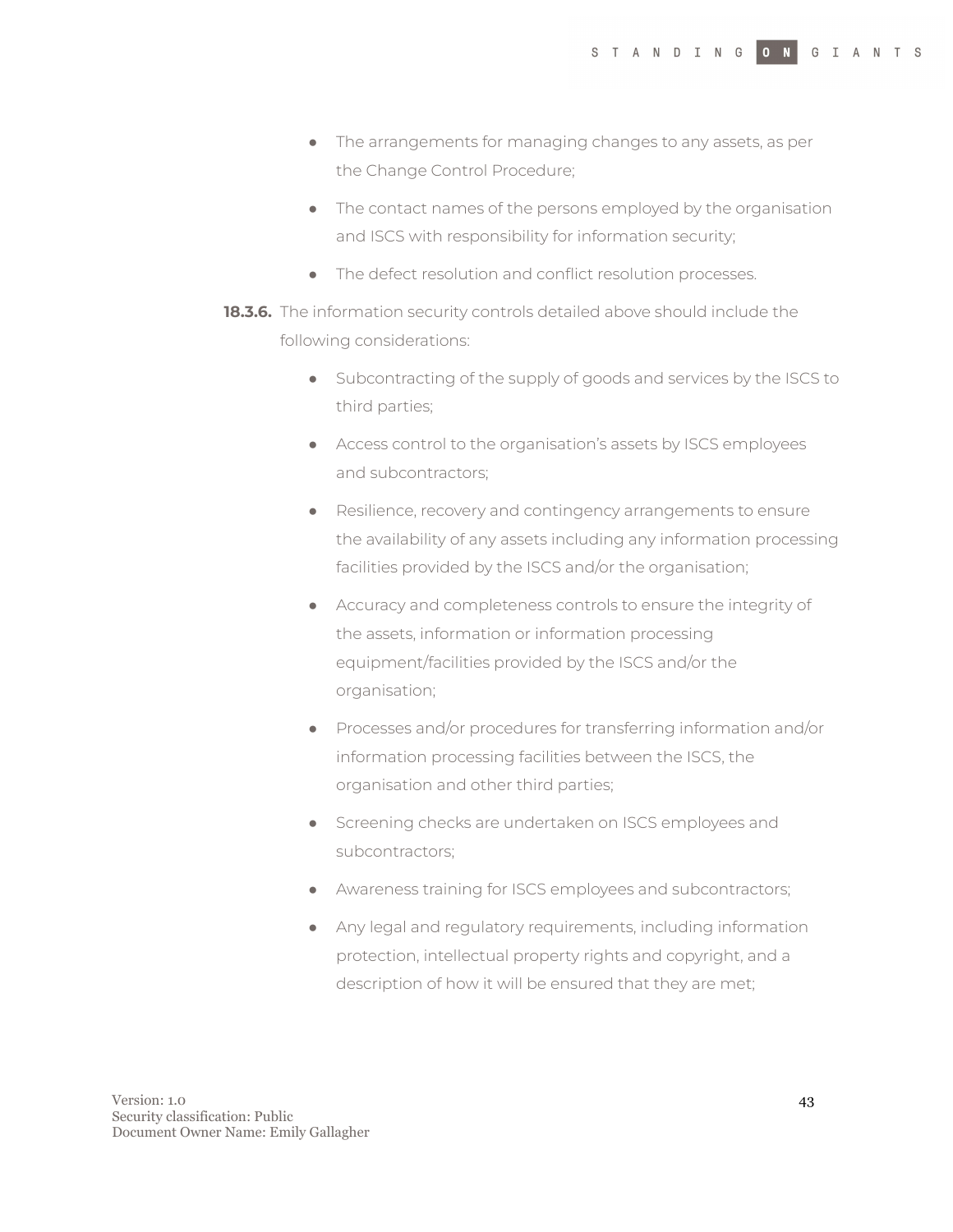- The arrangements for managing changes to any assets, as per the Change Control Procedure;
- The contact names of the persons employed by the organisation and ISCS with responsibility for information security;
- The defect resolution and conflict resolution processes.

**18.3.6.** The information security controls detailed above should include the following considerations:

- Subcontracting of the supply of goods and services by the ISCS to third parties;
- Access control to the organisation's assets by ISCS employees and subcontractors;
- Resilience, recovery and contingency arrangements to ensure the availability of any assets including any information processing facilities provided by the ISCS and/or the organisation;
- Accuracy and completeness controls to ensure the integrity of the assets, information or information processing equipment/facilities provided by the ISCS and/or the organisation;
- Processes and/or procedures for transferring information and/or information processing facilities between the ISCS, the organisation and other third parties;
- Screening checks are undertaken on ISCS employees and subcontractors;
- Awareness training for ISCS employees and subcontractors;
- Any legal and regulatory requirements, including information protection, intellectual property rights and copyright, and a description of how it will be ensured that they are met;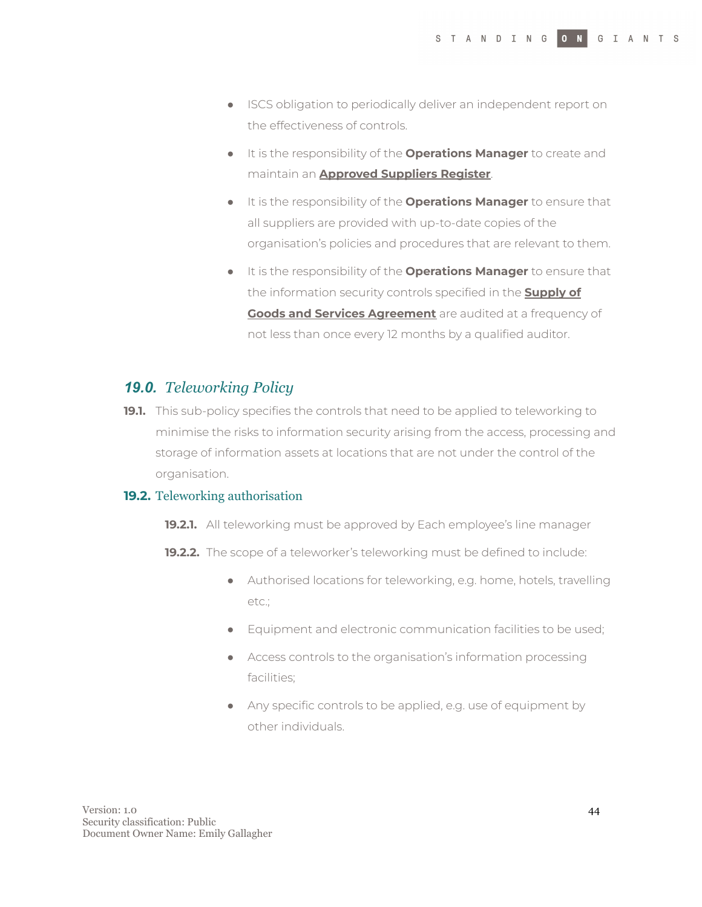- ISCS obligation to periodically deliver an independent report on the effectiveness of controls.
- It is the responsibility of the **Operations Manager** to create and maintain an **Approved Suppliers Register**.
- It is the responsibility of the **Operations Manager** to ensure that all suppliers are provided with up-to-date copies of the organisation's policies and procedures that are relevant to them.
- It is the responsibility of the **Operations Manager** to ensure that the information security controls specified in the **Supply of Goods and Services Agreement** are audited at a frequency of not less than once every 12 months by a qualified auditor.

## *19.0. Teleworking Policy*

**19.1.** This sub-policy specifies the controls that need to be applied to teleworking to minimise the risks to information security arising from the access, processing and storage of information assets at locations that are not under the control of the organisation.

### **19.2.** Teleworking authorisation

**19.2.1.** All teleworking must be approved by Each employee's line manager

**19.2.2.** The scope of a teleworker's teleworking must be defined to include:

- Authorised locations for teleworking, e.g. home, hotels, travelling etc.;
- Equipment and electronic communication facilities to be used;
- Access controls to the organisation's information processing facilities;
- Any specific controls to be applied, e.g. use of equipment by other individuals.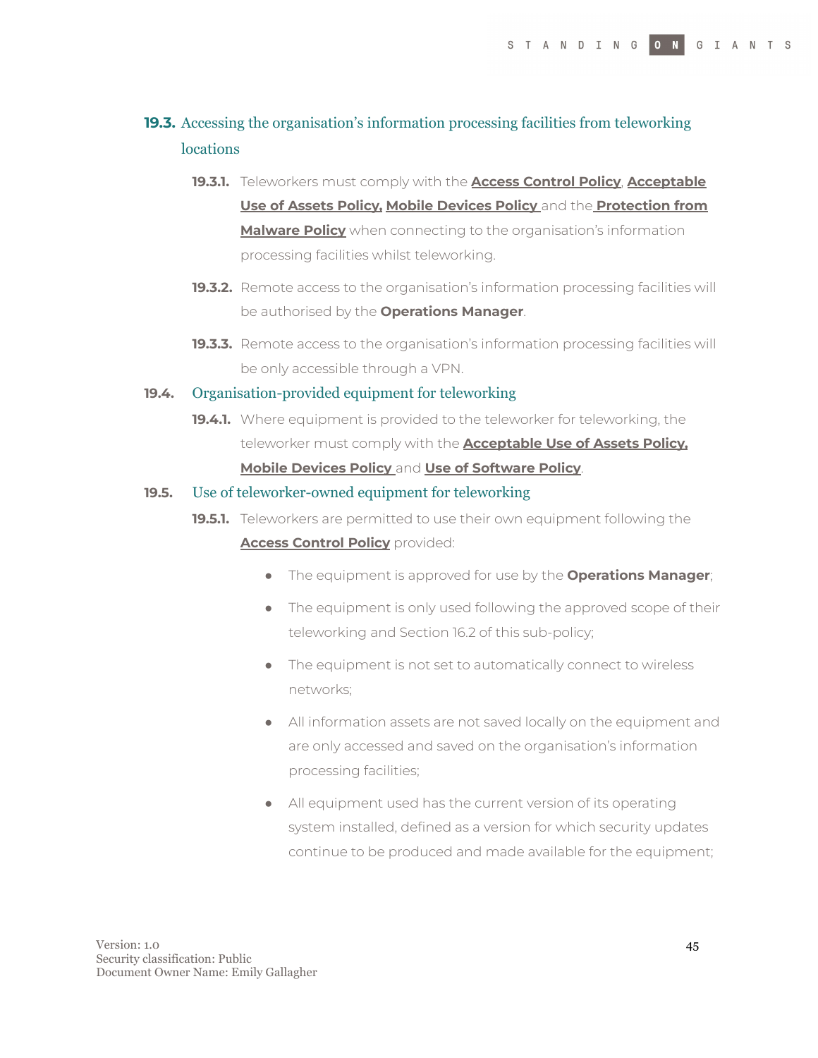### 19.3. Accessing the organisation's information processing facilities from teleworking locations

**19.3.1.** Teleworkers must comply with the **Access Control Policy**, **Acceptable Use of Assets Policy, Mobile Devices Policy** and the **Protection from Malware Policy** when connecting to the organisation's information processing facilities whilst teleworking.

**19.3.2.** Remote access to the organisation's information processing facilities will be authorised by the **Operations Manager**.

**19.3.3.** Remote access to the organisation's information processing facilities will be only accessible through a VPN.

### 19.4. Organisation-provided equipment for teleworking

**19.4.1.** Where equipment is provided to the teleworker for teleworking, the teleworker must comply with the **Acceptable Use of Assets Policy, Mobile Devices Policy** and **Use of Software Policy**.

### 19.5. Use of teleworker-owned equipment for teleworking

**19.5.1.** Teleworkers are permitted to use their own equipment following the **Access Control Policy** provided:

- The equipment is approved for use by the **Operations Manager**;
- The equipment is only used following the approved scope of their teleworking and Section 16.2 of this sub-policy;
- The equipment is not set to automatically connect to wireless networks;
- All information assets are not saved locally on the equipment and are only accessed and saved on the organisation's information processing facilities;
- All equipment used has the current version of its operating system installed, defined as a version for which security updates continue to be produced and made available for the equipment;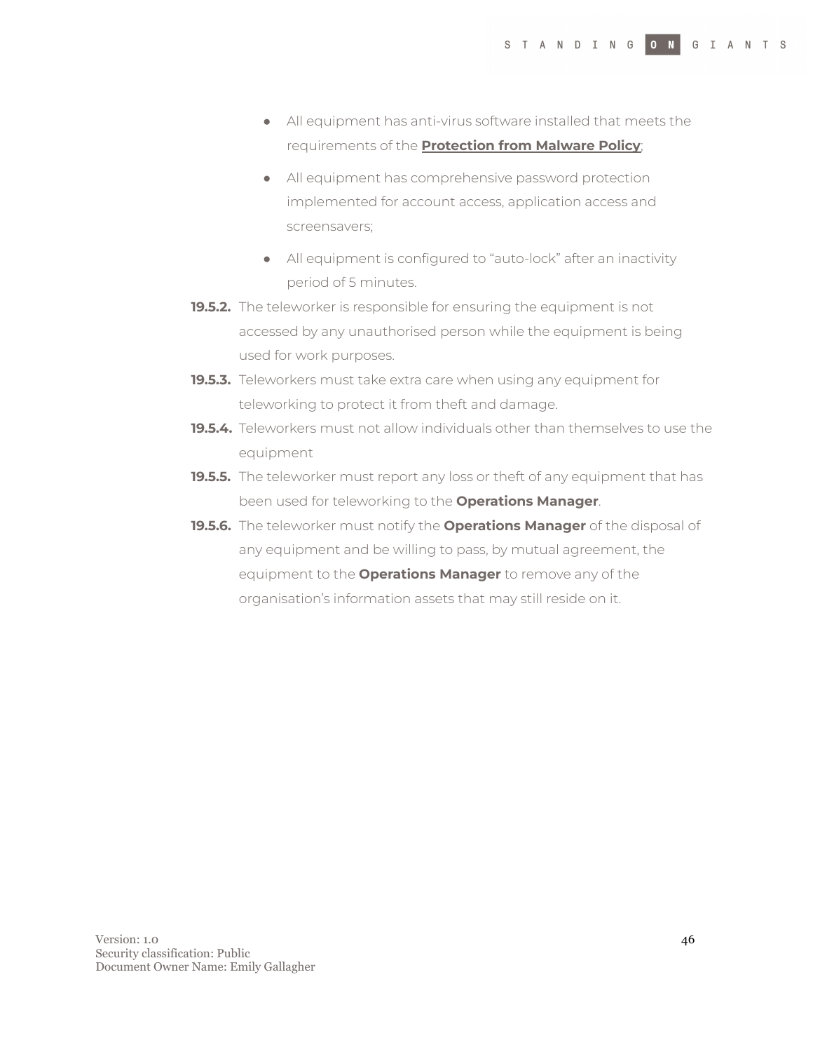- All equipment has anti-virus software installed that meets the requirements of the **Protection from Malware Policy**;
- All equipment has comprehensive password protection implemented for account access, application access and screensavers;
- All equipment is configured to "auto-lock" after an inactivity period of 5 minutes.

**19.5.2.** The teleworker is responsible for ensuring the equipment is not accessed by any unauthorised person while the equipment is being used for work purposes.

**19.5.3.** Teleworkers must take extra care when using any equipment for teleworking to protect it from theft and damage.

**19.5.4.** Teleworkers must not allow individuals other than themselves to use the equipment

**19.5.5.** The teleworker must report any loss or theft of any equipment that has been used for teleworking to the **Operations Manager**.

**19.5.6.** The teleworker must notify the **Operations Manager** of the disposal of any equipment and be willing to pass, by mutual agreement, the equipment to the **Operations Manager** to remove any of the organisation's information assets that may still reside on it.

Version: 1.0
Security classification: Public
Document Owner Name: Emily Gallagher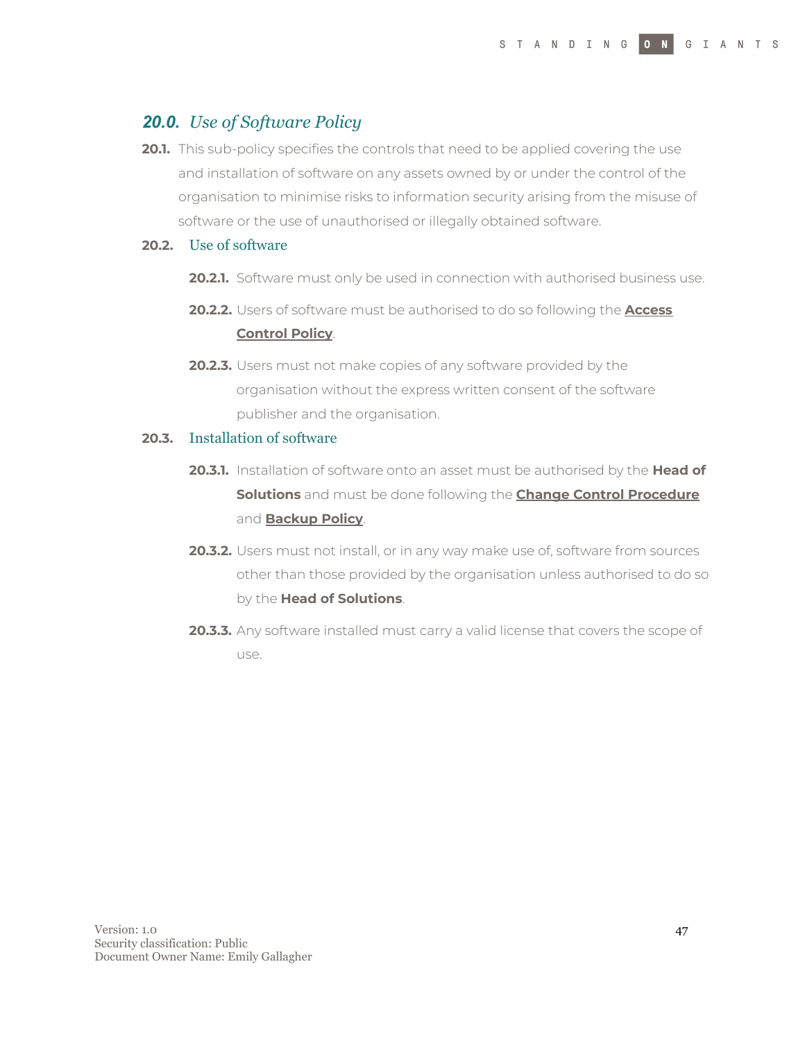## *20.0. Use of Software Policy*

**20.1.** This sub-policy specifies the controls that need to be applied covering the use and installation of software on any assets owned by or under the control of the organisation to minimise risks to information security arising from the misuse of software or the use of unauthorised or illegally obtained software.

### 20.2. Use of software

**20.2.1.** Software must only be used in connection with authorised business use.

**20.2.2.** Users of software must be authorised to do so following the **Access Control Policy**.

**20.2.3.** Users must not make copies of any software provided by the organisation without the express written consent of the software publisher and the organisation.

### 20.3. Installation of software

**20.3.1.** Installation of software onto an asset must be authorised by the **Head of Solutions** and must be done following the **Change Control Procedure** and **Backup Policy**.

**20.3.2.** Users must not install, or in any way make use of, software from sources other than those provided by the organisation unless authorised to do so by the **Head of Solutions**.

**20.3.3.** Any software installed must carry a valid license that covers the scope of use.

Version: 1.0
Security classification: Public
Document Owner Name: Emily Gallagher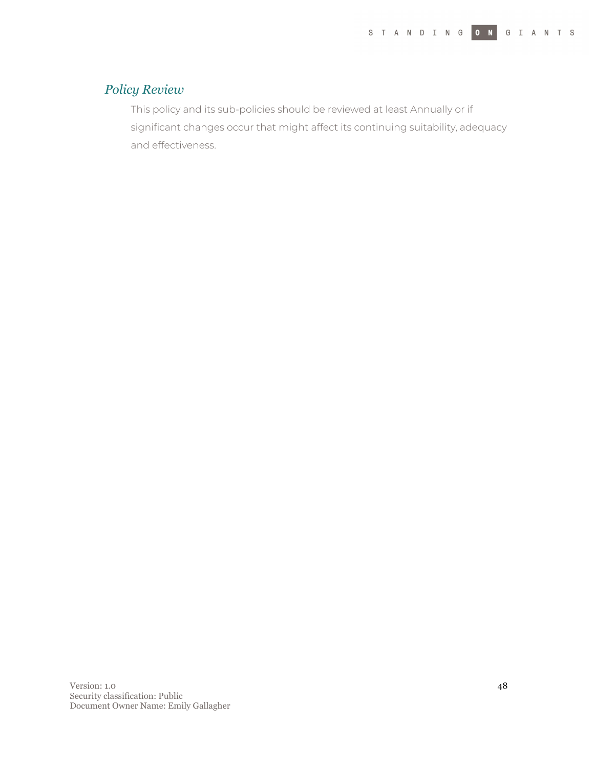## *Policy Review*

This policy and its sub-policies should be reviewed at least Annually or if significant changes occur that might affect its continuing suitability, adequacy and effectiveness.